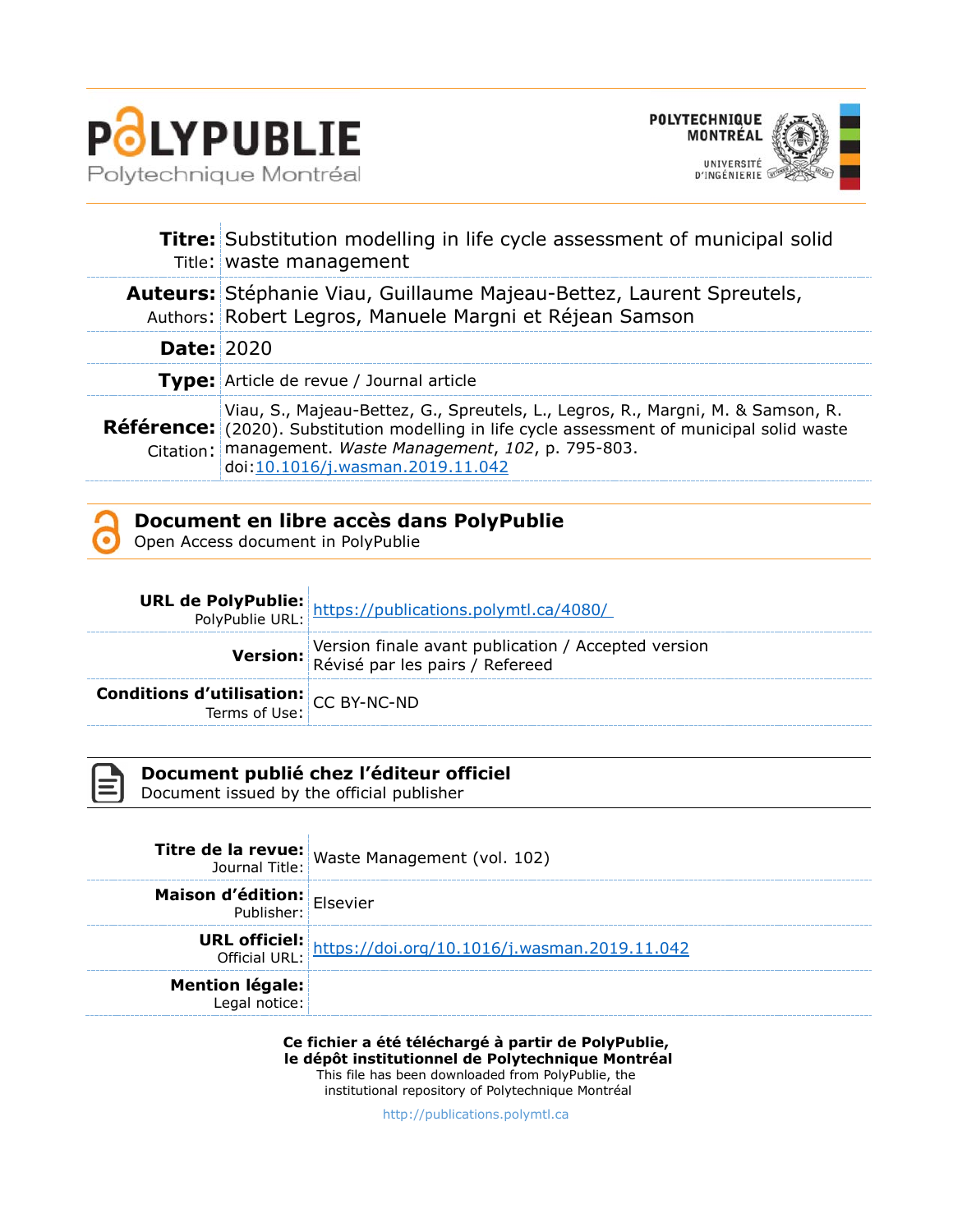# PolyPublie

Polytechnique Montréal

POLYTECHNIQUE MONTRÉAL

UNIVERSITÉ D'INGÉNIERIE

| | |
|---|---|
| **Titre:** Title: | Substitution modelling in life cycle assessment of municipal solid waste management |
| **Auteurs:** Authors: | Stéphanie Viau, Guillaume Majeau-Bettez, Laurent Spreutels, Robert Legros, Manuele Margni et Réjean Samson |
| **Date:** | 2020 |
| **Type:** | Article de revue / Journal article |
| **Référence:** Citation: | Viau, S., Majeau-Bettez, G., Spreutels, L., Legros, R., Margni, M. & Samson, R. (2020). Substitution modelling in life cycle assessment of municipal solid waste management. *Waste Management*, *102*, p. 795-803. doi:10.1016/j.wasman.2019.11.042 |

## Document en libre accès dans PolyPublie

Open Access document in PolyPublie

| | |
|---|---|
| **URL de PolyPublie:** PolyPublie URL: | https://publications.polymtl.ca/4080/ |
| **Version:** | Version finale avant publication / Accepted version<br>Révisé par les pairs / Refereed |
| **Conditions d'utilisation:** Terms of Use: | CC BY-NC-ND |

## Document publié chez l'éditeur officiel

Document issued by the official publisher

| | |
|---|---|
| **Titre de la revue:** Journal Title: | Waste Management (vol. 102) |
| **Maison d'édition:** Publisher: | Elsevier |
| **URL officiel:** Official URL: | https://doi.org/10.1016/j.wasman.2019.11.042 |
| **Mention légale:** Legal notice: | |

**Ce fichier a été téléchargé à partir de PolyPublie, le dépôt institutionnel de Polytechnique Montréal**

This file has been downloaded from PolyPublie, the institutional repository of Polytechnique Montréal

http://publications.polymtl.ca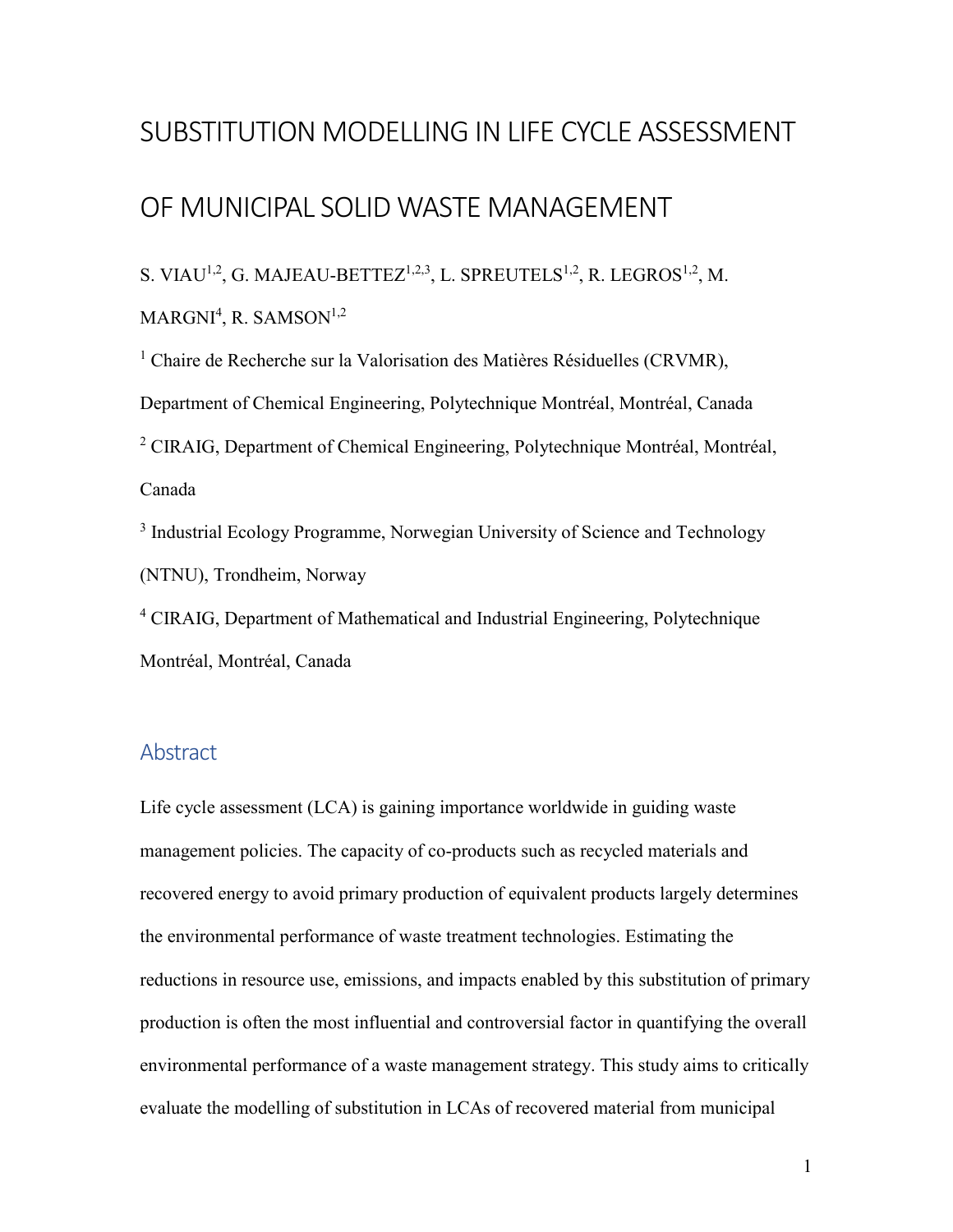# SUBSTITUTION MODELLING IN LIFE CYCLE ASSESSMENT OF MUNICIPAL SOLID WASTE MANAGEMENT

S. VIAU[1,2], G. MAJEAU-BETTEZ[1,2,3], L. SPREUTELS[1,2], R. LEGROS[1,2], M. MARGNI[4], R. SAMSON[1,2]

[1] Chaire de Recherche sur la Valorisation des Matières Résiduelles (CRVMR), Department of Chemical Engineering, Polytechnique Montréal, Montréal, Canada

[2] CIRAIG, Department of Chemical Engineering, Polytechnique Montréal, Montréal, Canada

[3] Industrial Ecology Programme, Norwegian University of Science and Technology (NTNU), Trondheim, Norway

[4] CIRAIG, Department of Mathematical and Industrial Engineering, Polytechnique Montréal, Montréal, Canada

## Abstract

Life cycle assessment (LCA) is gaining importance worldwide in guiding waste management policies. The capacity of co-products such as recycled materials and recovered energy to avoid primary production of equivalent products largely determines the environmental performance of waste treatment technologies. Estimating the reductions in resource use, emissions, and impacts enabled by this substitution of primary production is often the most influential and controversial factor in quantifying the overall environmental performance of a waste management strategy. This study aims to critically evaluate the modelling of substitution in LCAs of recovered material from municipal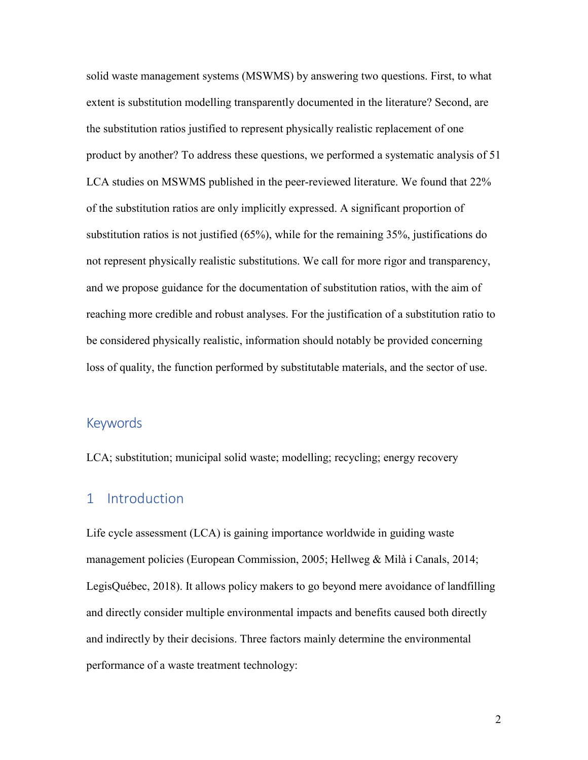solid waste management systems (MSWMS) by answering two questions. First, to what extent is substitution modelling transparently documented in the literature? Second, are the substitution ratios justified to represent physically realistic replacement of one product by another? To address these questions, we performed a systematic analysis of 51 LCA studies on MSWMS published in the peer-reviewed literature. We found that 22% of the substitution ratios are only implicitly expressed. A significant proportion of substitution ratios is not justified (65%), while for the remaining 35%, justifications do not represent physically realistic substitutions. We call for more rigor and transparency, and we propose guidance for the documentation of substitution ratios, with the aim of reaching more credible and robust analyses. For the justification of a substitution ratio to be considered physically realistic, information should notably be provided concerning loss of quality, the function performed by substitutable materials, and the sector of use.

## Keywords

LCA; substitution; municipal solid waste; modelling; recycling; energy recovery

## 1 Introduction

Life cycle assessment (LCA) is gaining importance worldwide in guiding waste management policies (European Commission, 2005; Hellweg & Milà i Canals, 2014; LegisQuébec, 2018). It allows policy makers to go beyond mere avoidance of landfilling and directly consider multiple environmental impacts and benefits caused both directly and indirectly by their decisions. Three factors mainly determine the environmental performance of a waste treatment technology: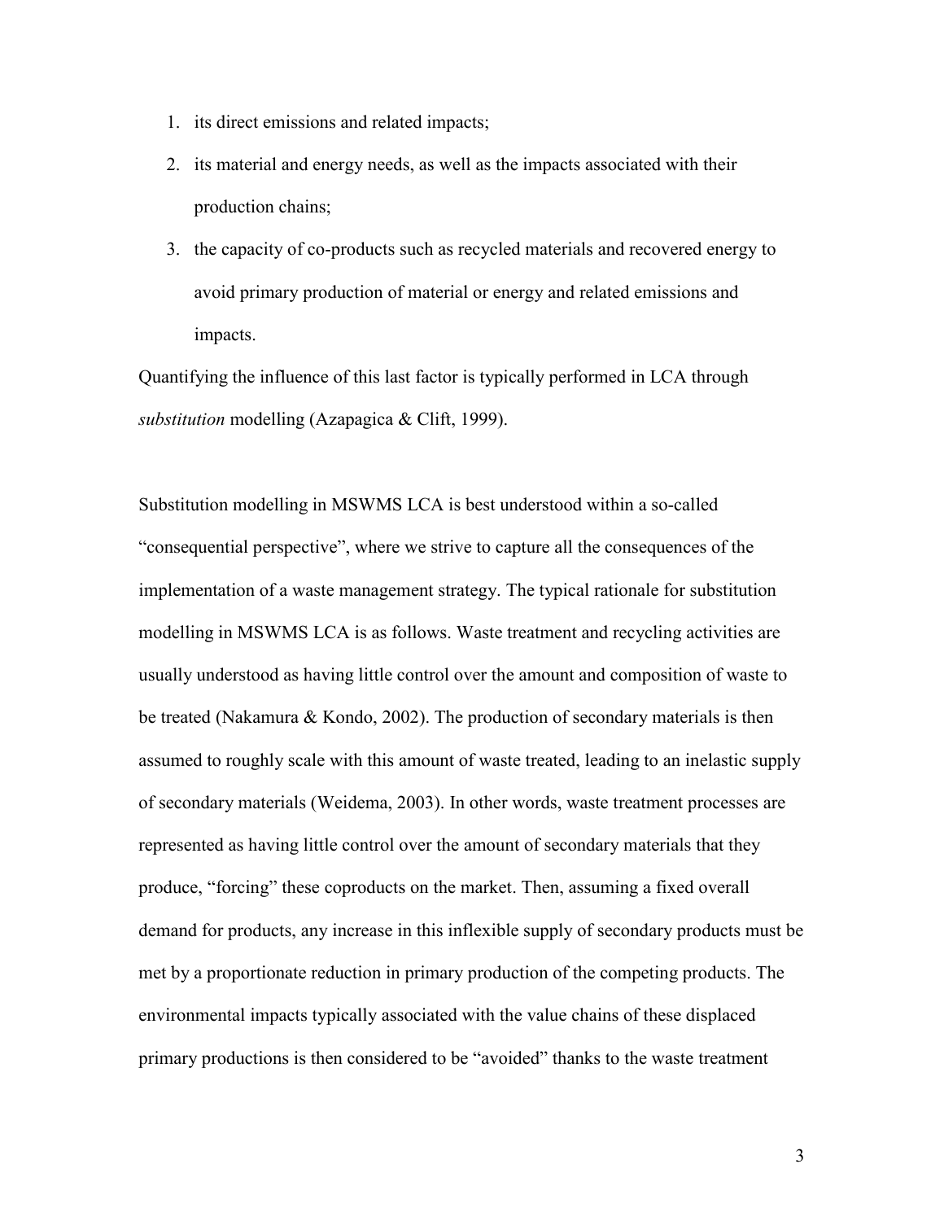1. its direct emissions and related impacts;
2. its material and energy needs, as well as the impacts associated with their production chains;
3. the capacity of co-products such as recycled materials and recovered energy to avoid primary production of material or energy and related emissions and impacts.

Quantifying the influence of this last factor is typically performed in LCA through *substitution* modelling (Azapagica & Clift, 1999).

Substitution modelling in MSWMS LCA is best understood within a so-called "consequential perspective", where we strive to capture all the consequences of the implementation of a waste management strategy. The typical rationale for substitution modelling in MSWMS LCA is as follows. Waste treatment and recycling activities are usually understood as having little control over the amount and composition of waste to be treated (Nakamura & Kondo, 2002). The production of secondary materials is then assumed to roughly scale with this amount of waste treated, leading to an inelastic supply of secondary materials (Weidema, 2003). In other words, waste treatment processes are represented as having little control over the amount of secondary materials that they produce, "forcing" these coproducts on the market. Then, assuming a fixed overall demand for products, any increase in this inflexible supply of secondary products must be met by a proportionate reduction in primary production of the competing products. The environmental impacts typically associated with the value chains of these displaced primary productions is then considered to be "avoided" thanks to the waste treatment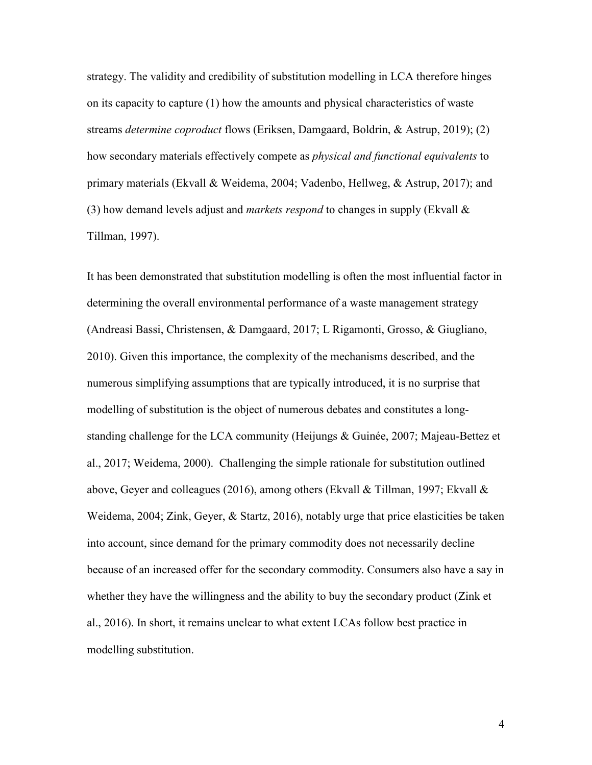strategy. The validity and credibility of substitution modelling in LCA therefore hinges on its capacity to capture (1) how the amounts and physical characteristics of waste streams *determine coproduct* flows (Eriksen, Damgaard, Boldrin, & Astrup, 2019); (2) how secondary materials effectively compete as *physical and functional equivalents* to primary materials (Ekvall & Weidema, 2004; Vadenbo, Hellweg, & Astrup, 2017); and (3) how demand levels adjust and *markets respond* to changes in supply (Ekvall & Tillman, 1997).

It has been demonstrated that substitution modelling is often the most influential factor in determining the overall environmental performance of a waste management strategy (Andreasi Bassi, Christensen, & Damgaard, 2017; L Rigamonti, Grosso, & Giugliano, 2010). Given this importance, the complexity of the mechanisms described, and the numerous simplifying assumptions that are typically introduced, it is no surprise that modelling of substitution is the object of numerous debates and constitutes a long-standing challenge for the LCA community (Heijungs & Guinée, 2007; Majeau-Bettez et al., 2017; Weidema, 2000). Challenging the simple rationale for substitution outlined above, Geyer and colleagues (2016), among others (Ekvall & Tillman, 1997; Ekvall & Weidema, 2004; Zink, Geyer, & Startz, 2016), notably urge that price elasticities be taken into account, since demand for the primary commodity does not necessarily decline because of an increased offer for the secondary commodity. Consumers also have a say in whether they have the willingness and the ability to buy the secondary product (Zink et al., 2016). In short, it remains unclear to what extent LCAs follow best practice in modelling substitution.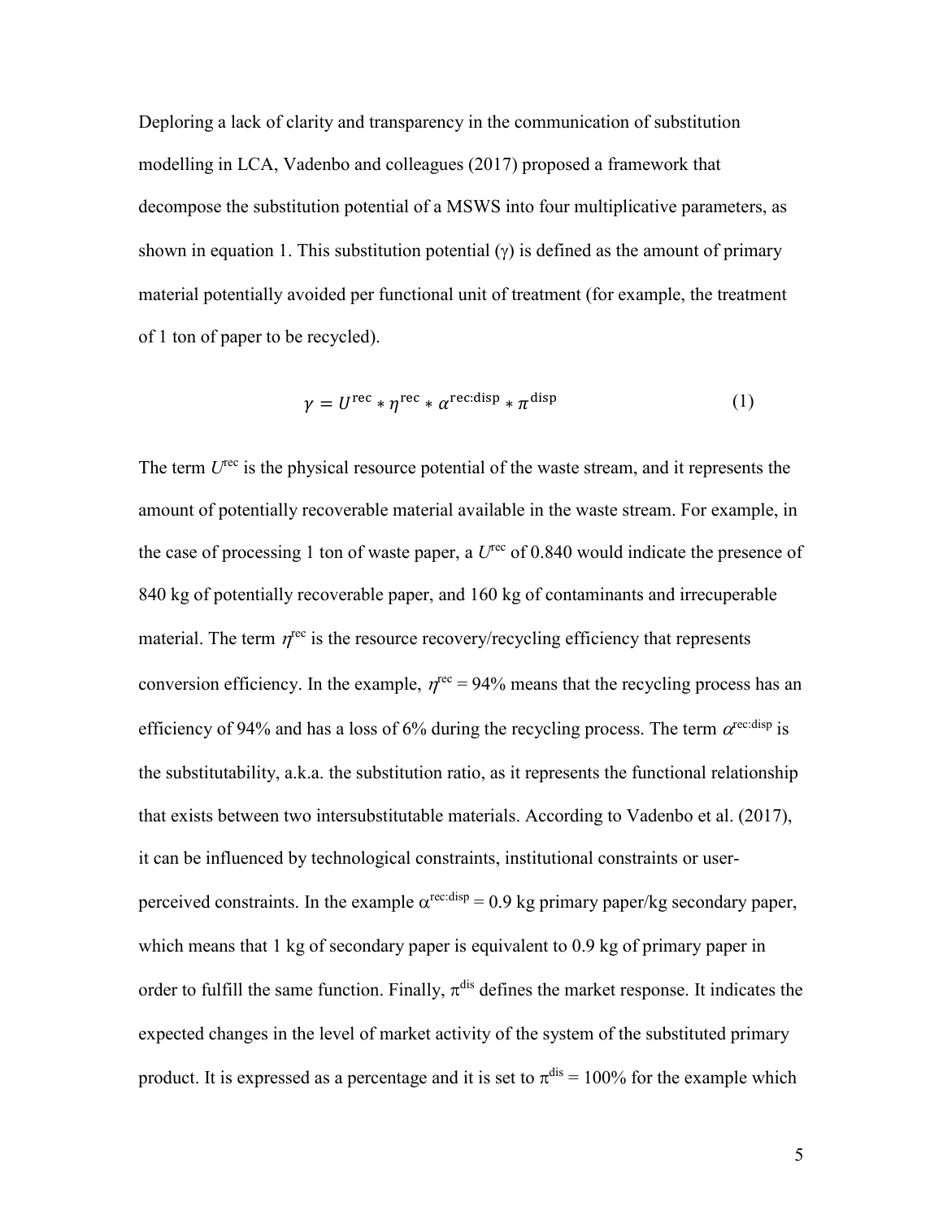Deploring a lack of clarity and transparency in the communication of substitution modelling in LCA, Vadenbo and colleagues (2017) proposed a framework that decompose the substitution potential of a MSWS into four multiplicative parameters, as shown in equation 1. This substitution potential ($\gamma$) is defined as the amount of primary material potentially avoided per functional unit of treatment (for example, the treatment of 1 ton of paper to be recycled).

$$\gamma = U^{\text{rec}} * \eta^{\text{rec}} * \alpha^{\text{rec:disp}} * \pi^{\text{disp}} \tag{1}$$

The term $U^{\text{rec}}$ is the physical resource potential of the waste stream, and it represents the amount of potentially recoverable material available in the waste stream. For example, in the case of processing 1 ton of waste paper, a $U^{\text{rec}}$ of 0.840 would indicate the presence of 840 kg of potentially recoverable paper, and 160 kg of contaminants and irrecuperable material. The term $\eta^{\text{rec}}$ is the resource recovery/recycling efficiency that represents conversion efficiency. In the example, $\eta^{\text{rec}} = 94\%$ means that the recycling process has an efficiency of 94% and has a loss of 6% during the recycling process. The term $\alpha^{\text{rec:disp}}$ is the substitutability, a.k.a. the substitution ratio, as it represents the functional relationship that exists between two intersubstitutable materials. According to Vadenbo et al. (2017), it can be influenced by technological constraints, institutional constraints or user-perceived constraints. In the example $\alpha^{\text{rec:disp}} = 0.9$ kg primary paper/kg secondary paper, which means that 1 kg of secondary paper is equivalent to 0.9 kg of primary paper in order to fulfill the same function. Finally, $\pi^{\text{dis}}$ defines the market response. It indicates the expected changes in the level of market activity of the system of the substituted primary product. It is expressed as a percentage and it is set to $\pi^{\text{dis}} = 100\%$ for the example which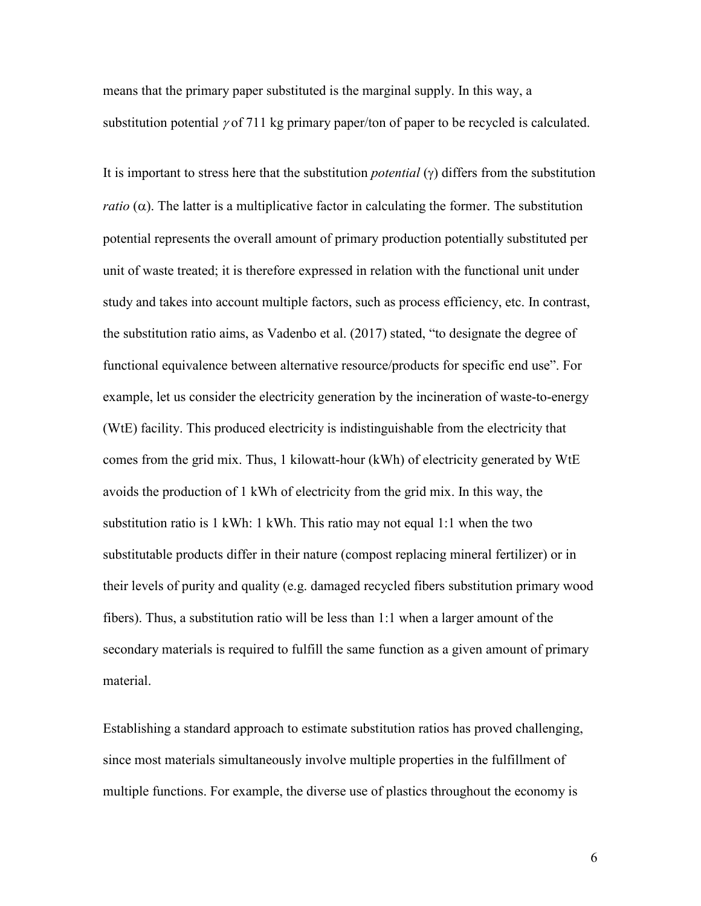means that the primary paper substituted is the marginal supply. In this way, a substitution potential $\gamma$ of 711 kg primary paper/ton of paper to be recycled is calculated.

It is important to stress here that the substitution *potential* ($\gamma$) differs from the substitution *ratio* ($\alpha$). The latter is a multiplicative factor in calculating the former. The substitution potential represents the overall amount of primary production potentially substituted per unit of waste treated; it is therefore expressed in relation with the functional unit under study and takes into account multiple factors, such as process efficiency, etc. In contrast, the substitution ratio aims, as Vadenbo et al. (2017) stated, "to designate the degree of functional equivalence between alternative resource/products for specific end use". For example, let us consider the electricity generation by the incineration of waste-to-energy (WtE) facility. This produced electricity is indistinguishable from the electricity that comes from the grid mix. Thus, 1 kilowatt-hour (kWh) of electricity generated by WtE avoids the production of 1 kWh of electricity from the grid mix. In this way, the substitution ratio is 1 kWh: 1 kWh. This ratio may not equal 1:1 when the two substitutable products differ in their nature (compost replacing mineral fertilizer) or in their levels of purity and quality (e.g. damaged recycled fibers substitution primary wood fibers). Thus, a substitution ratio will be less than 1:1 when a larger amount of the secondary materials is required to fulfill the same function as a given amount of primary material.

Establishing a standard approach to estimate substitution ratios has proved challenging, since most materials simultaneously involve multiple properties in the fulfillment of multiple functions. For example, the diverse use of plastics throughout the economy is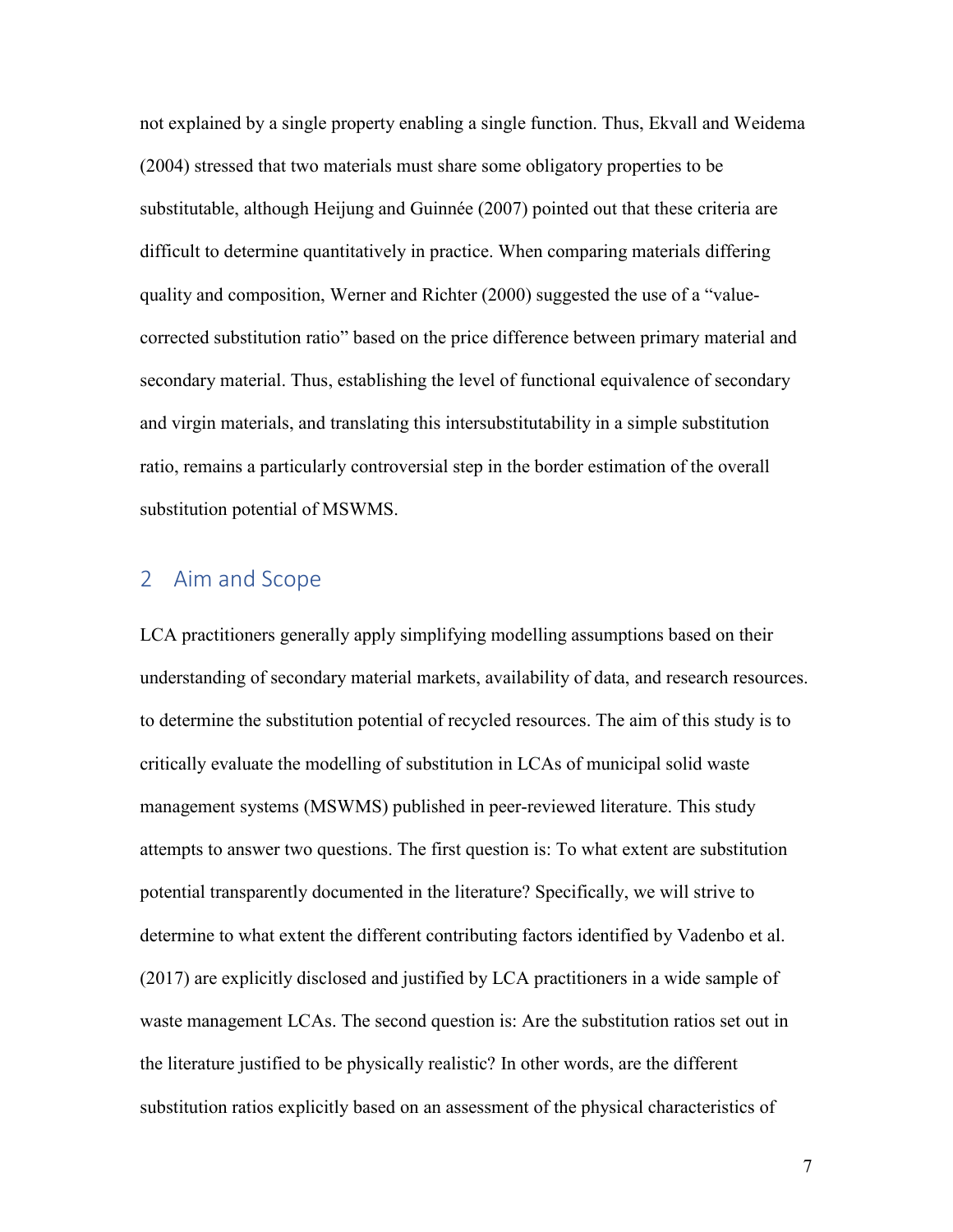not explained by a single property enabling a single function. Thus, Ekvall and Weidema (2004) stressed that two materials must share some obligatory properties to be substitutable, although Heijung and Guinnée (2007) pointed out that these criteria are difficult to determine quantitatively in practice. When comparing materials differing quality and composition, Werner and Richter (2000) suggested the use of a "value-corrected substitution ratio" based on the price difference between primary material and secondary material. Thus, establishing the level of functional equivalence of secondary and virgin materials, and translating this intersubstitutability in a simple substitution ratio, remains a particularly controversial step in the border estimation of the overall substitution potential of MSWMS.

## 2 Aim and Scope

LCA practitioners generally apply simplifying modelling assumptions based on their understanding of secondary material markets, availability of data, and research resources. to determine the substitution potential of recycled resources. The aim of this study is to critically evaluate the modelling of substitution in LCAs of municipal solid waste management systems (MSWMS) published in peer-reviewed literature. This study attempts to answer two questions. The first question is: To what extent are substitution potential transparently documented in the literature? Specifically, we will strive to determine to what extent the different contributing factors identified by Vadenbo et al. (2017) are explicitly disclosed and justified by LCA practitioners in a wide sample of waste management LCAs. The second question is: Are the substitution ratios set out in the literature justified to be physically realistic? In other words, are the different substitution ratios explicitly based on an assessment of the physical characteristics of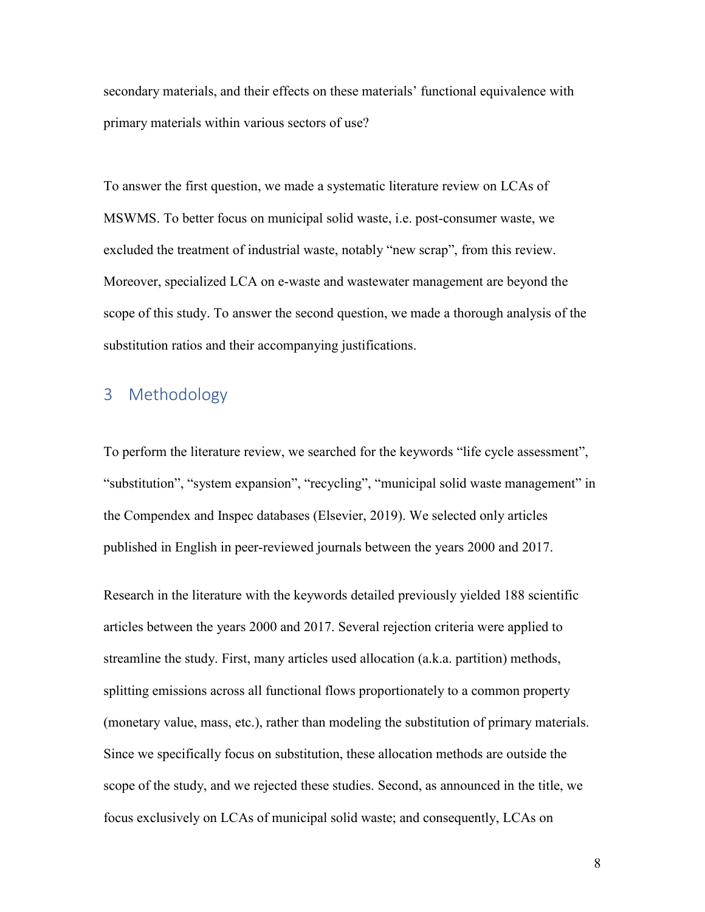secondary materials, and their effects on these materials' functional equivalence with primary materials within various sectors of use?

To answer the first question, we made a systematic literature review on LCAs of MSWMS. To better focus on municipal solid waste, i.e. post-consumer waste, we excluded the treatment of industrial waste, notably "new scrap", from this review. Moreover, specialized LCA on e-waste and wastewater management are beyond the scope of this study. To answer the second question, we made a thorough analysis of the substitution ratios and their accompanying justifications.

## 3 Methodology

To perform the literature review, we searched for the keywords "life cycle assessment", "substitution", "system expansion", "recycling", "municipal solid waste management" in the Compendex and Inspec databases (Elsevier, 2019). We selected only articles published in English in peer-reviewed journals between the years 2000 and 2017.

Research in the literature with the keywords detailed previously yielded 188 scientific articles between the years 2000 and 2017. Several rejection criteria were applied to streamline the study. First, many articles used allocation (a.k.a. partition) methods, splitting emissions across all functional flows proportionately to a common property (monetary value, mass, etc.), rather than modeling the substitution of primary materials. Since we specifically focus on substitution, these allocation methods are outside the scope of the study, and we rejected these studies. Second, as announced in the title, we focus exclusively on LCAs of municipal solid waste; and consequently, LCAs on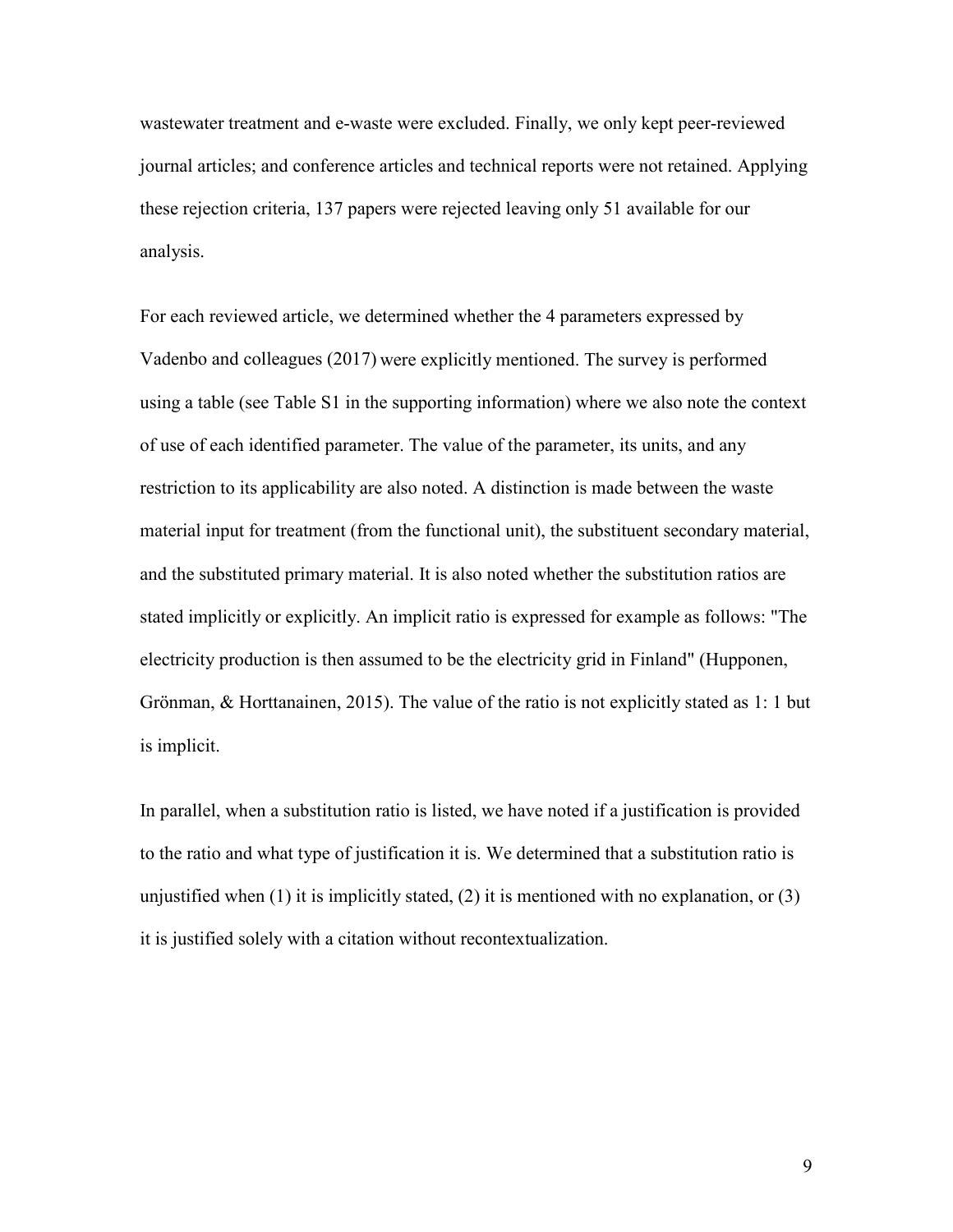wastewater treatment and e-waste were excluded. Finally, we only kept peer-reviewed journal articles; and conference articles and technical reports were not retained. Applying these rejection criteria, 137 papers were rejected leaving only 51 available for our analysis.

For each reviewed article, we determined whether the 4 parameters expressed by Vadenbo and colleagues (2017) were explicitly mentioned. The survey is performed using a table (see Table S1 in the supporting information) where we also note the context of use of each identified parameter. The value of the parameter, its units, and any restriction to its applicability are also noted. A distinction is made between the waste material input for treatment (from the functional unit), the substituent secondary material, and the substituted primary material. It is also noted whether the substitution ratios are stated implicitly or explicitly. An implicit ratio is expressed for example as follows: "The electricity production is then assumed to be the electricity grid in Finland" (Hupponen, Grönman, & Horttanainen, 2015). The value of the ratio is not explicitly stated as 1: 1 but is implicit.

In parallel, when a substitution ratio is listed, we have noted if a justification is provided to the ratio and what type of justification it is. We determined that a substitution ratio is unjustified when (1) it is implicitly stated, (2) it is mentioned with no explanation, or (3) it is justified solely with a citation without recontextualization.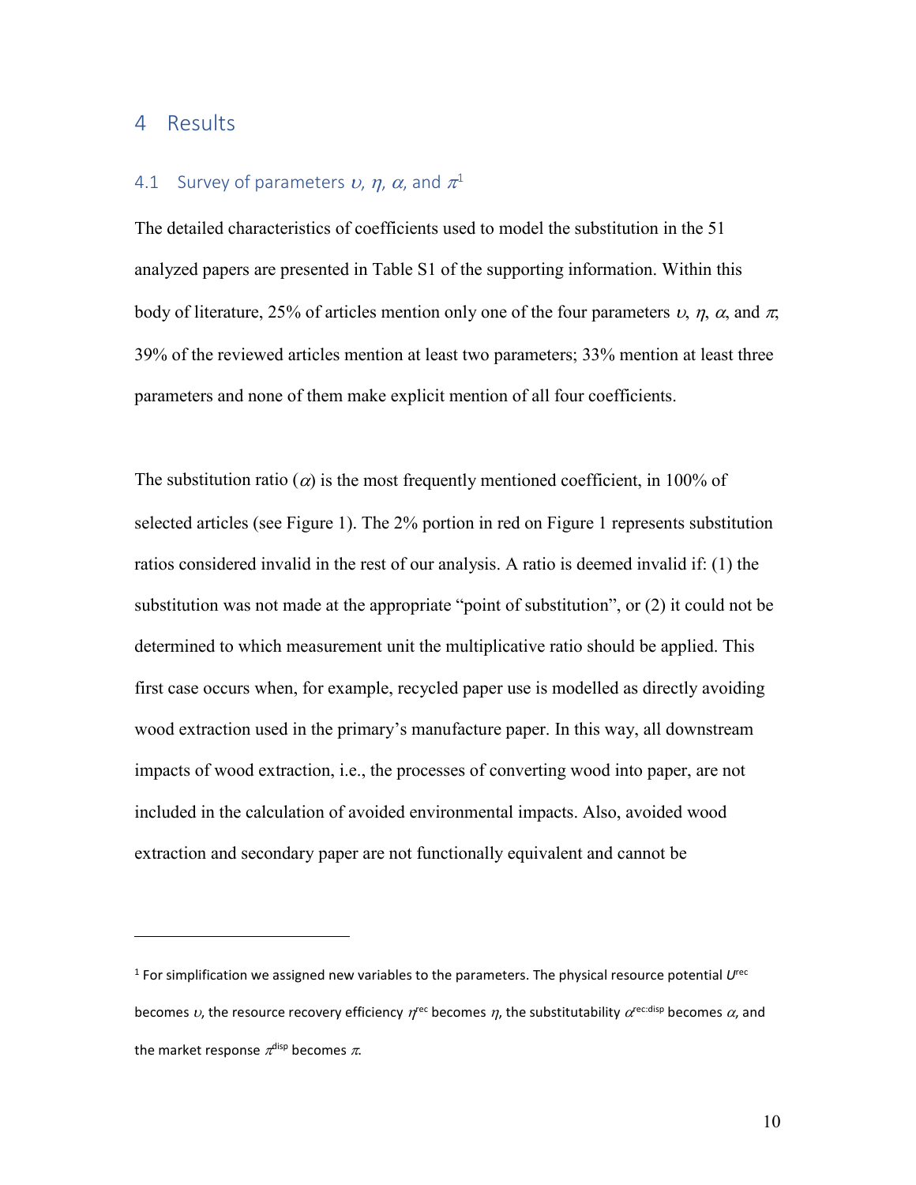# 4 Results

## 4.1 Survey of parameters $\upsilon$, $\eta$, $\alpha$, and $\pi$[1]

The detailed characteristics of coefficients used to model the substitution in the 51 analyzed papers are presented in Table S1 of the supporting information. Within this body of literature, 25% of articles mention only one of the four parameters $\upsilon$, $\eta$, $\alpha$, and $\pi$; 39% of the reviewed articles mention at least two parameters; 33% mention at least three parameters and none of them make explicit mention of all four coefficients.

The substitution ratio ($\alpha$) is the most frequently mentioned coefficient, in 100% of selected articles (see Figure 1). The 2% portion in red on Figure 1 represents substitution ratios considered invalid in the rest of our analysis. A ratio is deemed invalid if: (1) the substitution was not made at the appropriate "point of substitution", or (2) it could not be determined to which measurement unit the multiplicative ratio should be applied. This first case occurs when, for example, recycled paper use is modelled as directly avoiding wood extraction used in the primary's manufacture paper. In this way, all downstream impacts of wood extraction, i.e., the processes of converting wood into paper, are not included in the calculation of avoided environmental impacts. Also, avoided wood extraction and secondary paper are not functionally equivalent and cannot be

---

[1] For simplification we assigned new variables to the parameters. The physical resource potential $U^{rec}$ becomes $\upsilon$, the resource recovery efficiency $\eta^{rec}$ becomes $\eta$, the substitutability $\alpha^{rec:disp}$ becomes $\alpha$, and the market response $\pi^{disp}$ becomes $\pi$.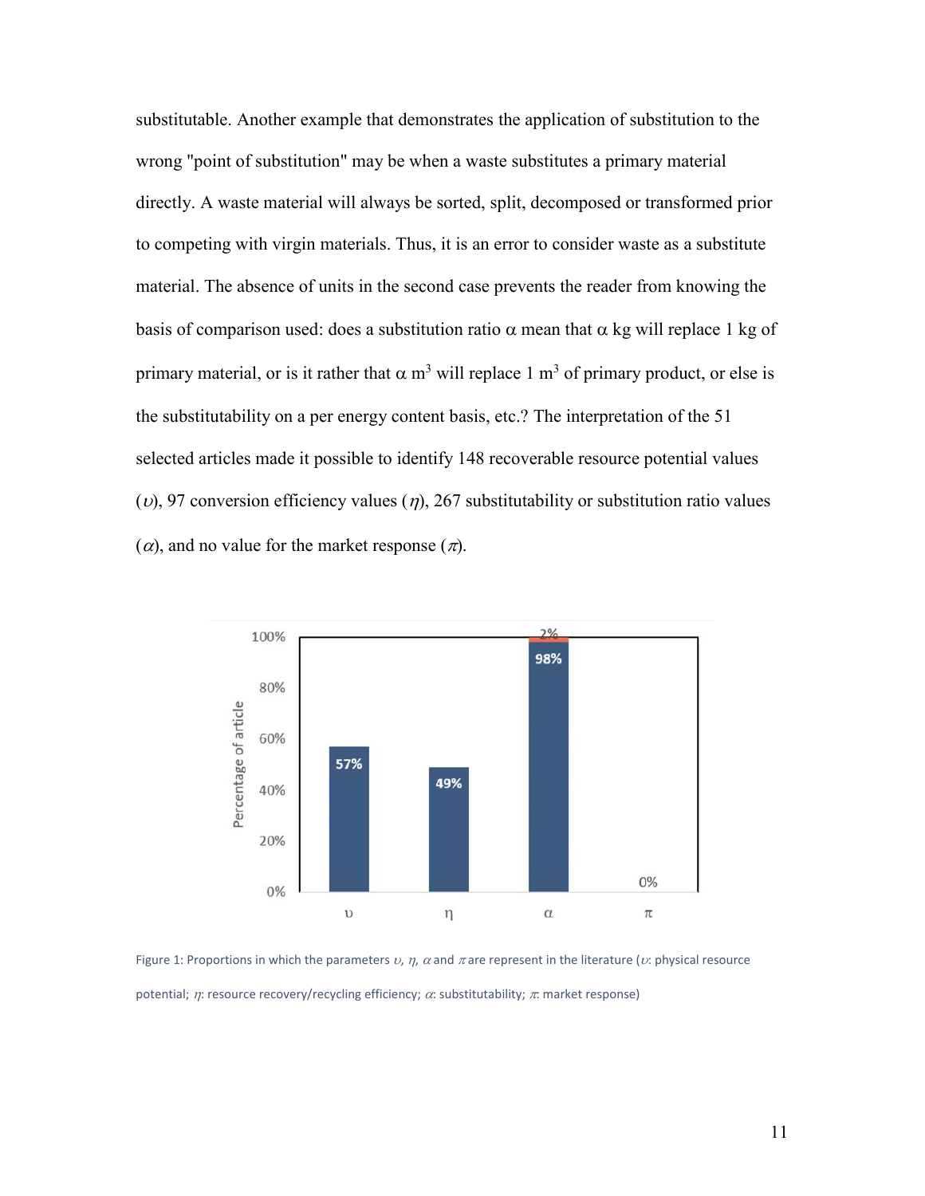substitutable. Another example that demonstrates the application of substitution to the wrong "point of substitution" may be when a waste substitutes a primary material directly. A waste material will always be sorted, split, decomposed or transformed prior to competing with virgin materials. Thus, it is an error to consider waste as a substitute material. The absence of units in the second case prevents the reader from knowing the basis of comparison used: does a substitution ratio $\alpha$ mean that $\alpha$ kg will replace 1 kg of primary material, or is it rather that $\alpha$ $m^3$ will replace 1 $m^3$ of primary product, or else is the substitutability on a per energy content basis, etc.? The interpretation of the 51 selected articles made it possible to identify 148 recoverable resource potential values ($\upsilon$), 97 conversion efficiency values ($\eta$), 267 substitutability or substitution ratio values ($\alpha$), and no value for the market response ($\pi$).

Figure 1: Proportions in which the parameters $\upsilon$, $\eta$, $\alpha$ and $\pi$ are represent in the literature ($\upsilon$: physical resource potential; $\eta$: resource recovery/recycling efficiency; $\alpha$: substitutability; $\pi$: market response)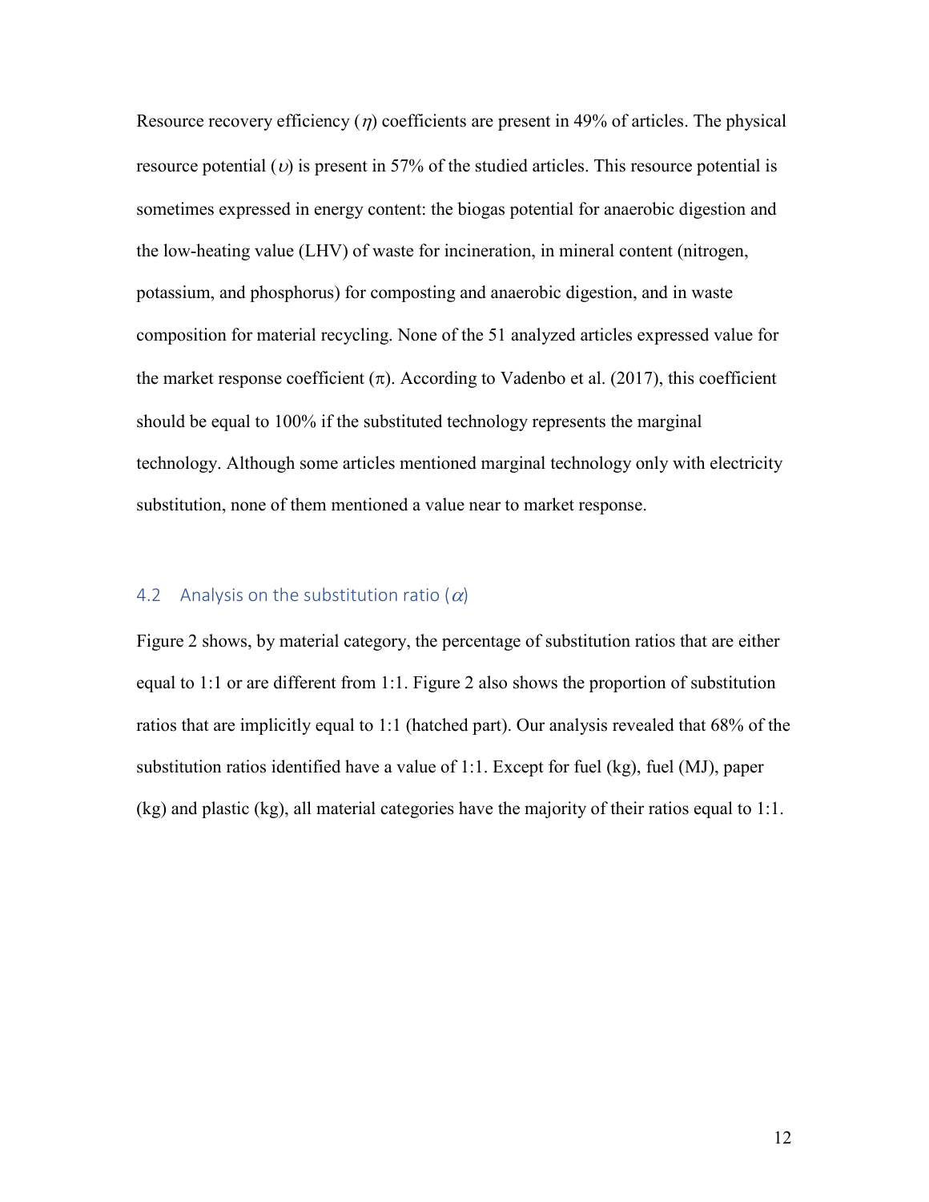Resource recovery efficiency ($\eta$) coefficients are present in 49% of articles. The physical resource potential ($\upsilon$) is present in 57% of the studied articles. This resource potential is sometimes expressed in energy content: the biogas potential for anaerobic digestion and the low-heating value (LHV) of waste for incineration, in mineral content (nitrogen, potassium, and phosphorus) for composting and anaerobic digestion, and in waste composition for material recycling. None of the 51 analyzed articles expressed value for the market response coefficient ($\pi$). According to Vadenbo et al. (2017), this coefficient should be equal to 100% if the substituted technology represents the marginal technology. Although some articles mentioned marginal technology only with electricity substitution, none of them mentioned a value near to market response.

## 4.2 Analysis on the substitution ratio ($\alpha$)

Figure 2 shows, by material category, the percentage of substitution ratios that are either equal to 1:1 or are different from 1:1. Figure 2 also shows the proportion of substitution ratios that are implicitly equal to 1:1 (hatched part). Our analysis revealed that 68% of the substitution ratios identified have a value of 1:1. Except for fuel (kg), fuel (MJ), paper (kg) and plastic (kg), all material categories have the majority of their ratios equal to 1:1.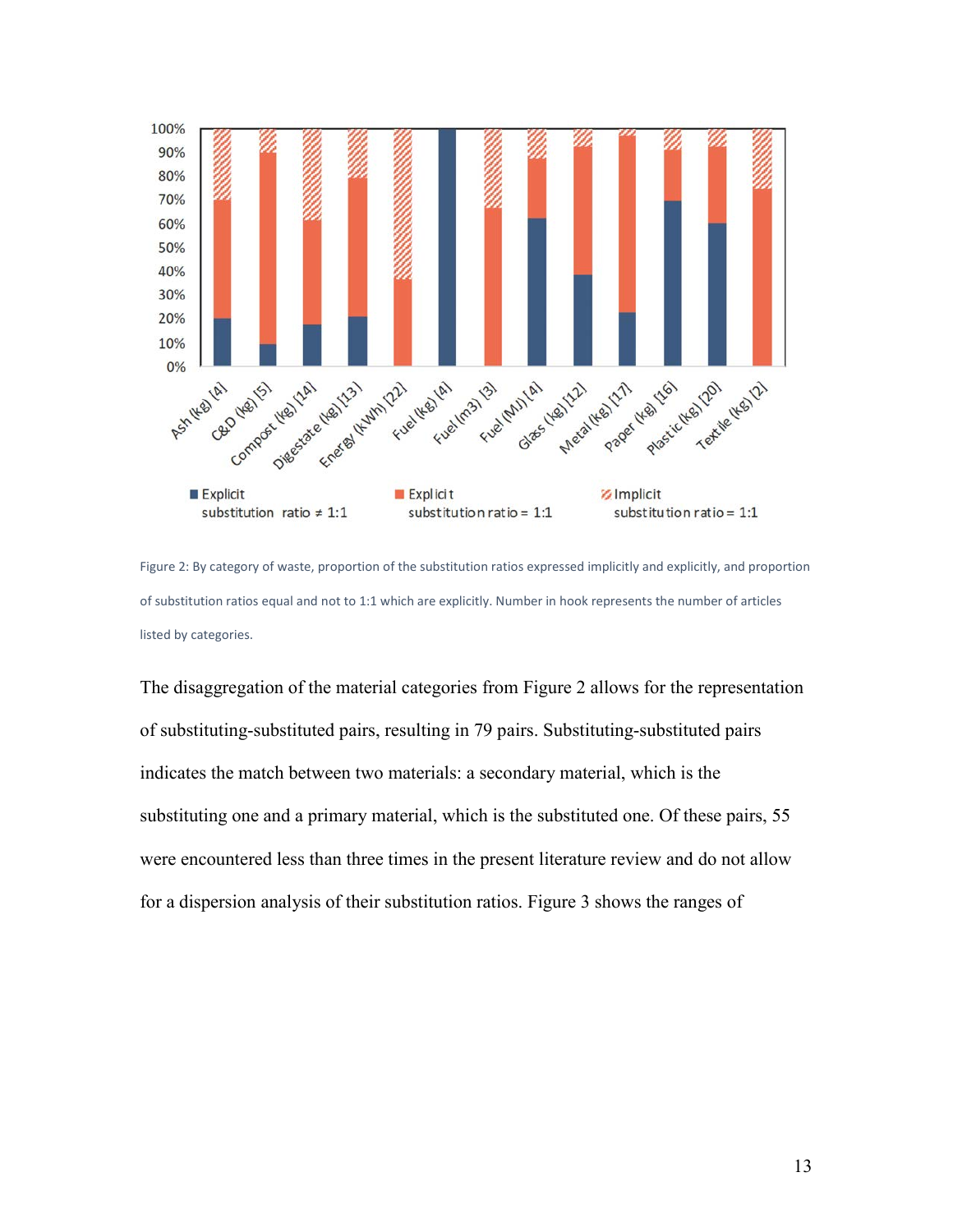Figure 2: By category of waste, proportion of the substitution ratios expressed implicitly and explicitly, and proportion of substitution ratios equal and not to 1:1 which are explicitly. Number in hook represents the number of articles listed by categories.

The disaggregation of the material categories from Figure 2 allows for the representation of substituting-substituted pairs, resulting in 79 pairs. Substituting-substituted pairs indicates the match between two materials: a secondary material, which is the substituting one and a primary material, which is the substituted one. Of these pairs, 55 were encountered less than three times in the present literature review and do not allow for a dispersion analysis of their substitution ratios. Figure 3 shows the ranges of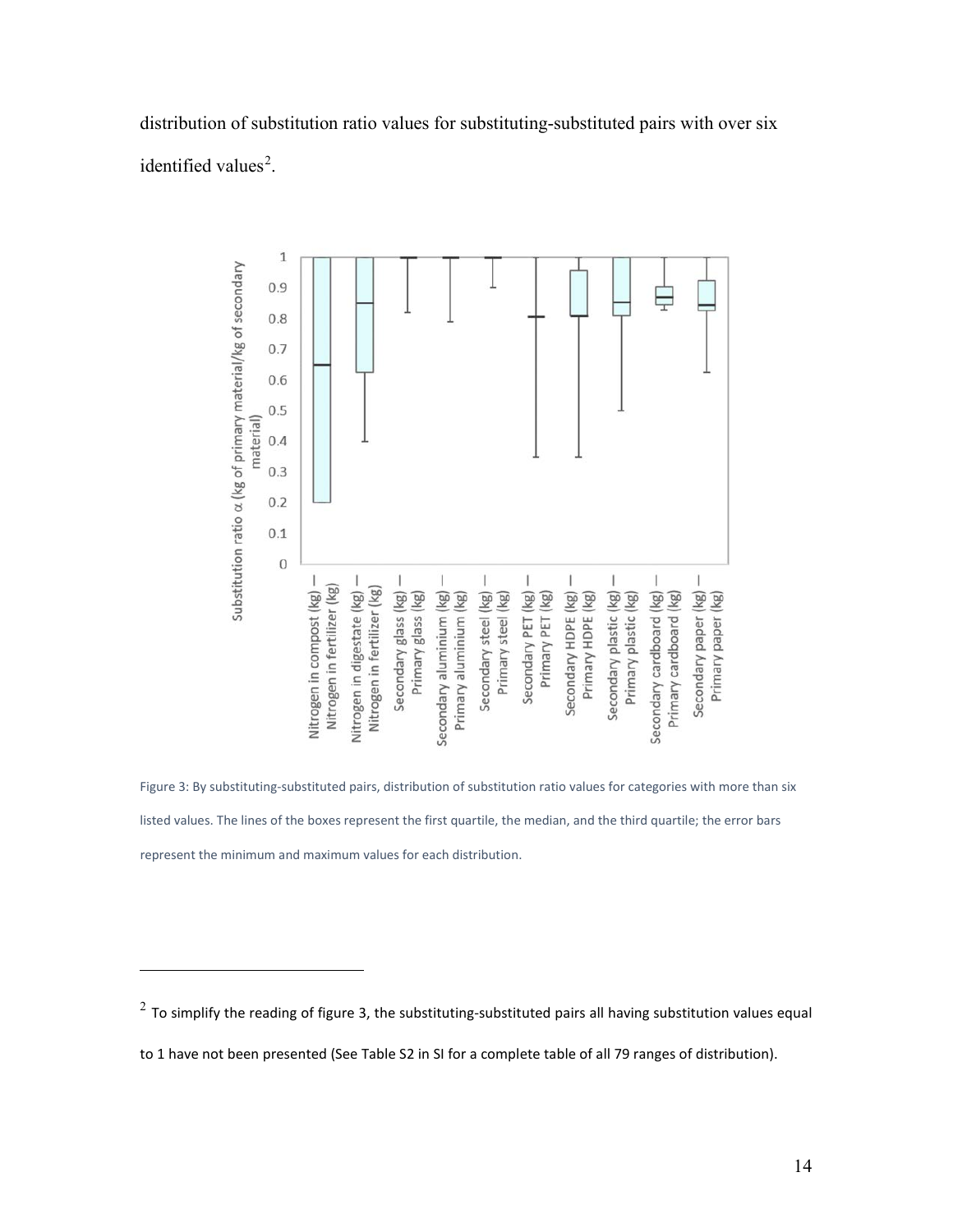distribution of substitution ratio values for substituting-substituted pairs with over six identified values[2].

Figure 3: By substituting-substituted pairs, distribution of substitution ratio values for categories with more than six listed values. The lines of the boxes represent the first quartile, the median, and the third quartile; the error bars represent the minimum and maximum values for each distribution.

[2] To simplify the reading of figure 3, the substituting-substituted pairs all having substitution values equal to 1 have not been presented (See Table S2 in SI for a complete table of all 79 ranges of distribution).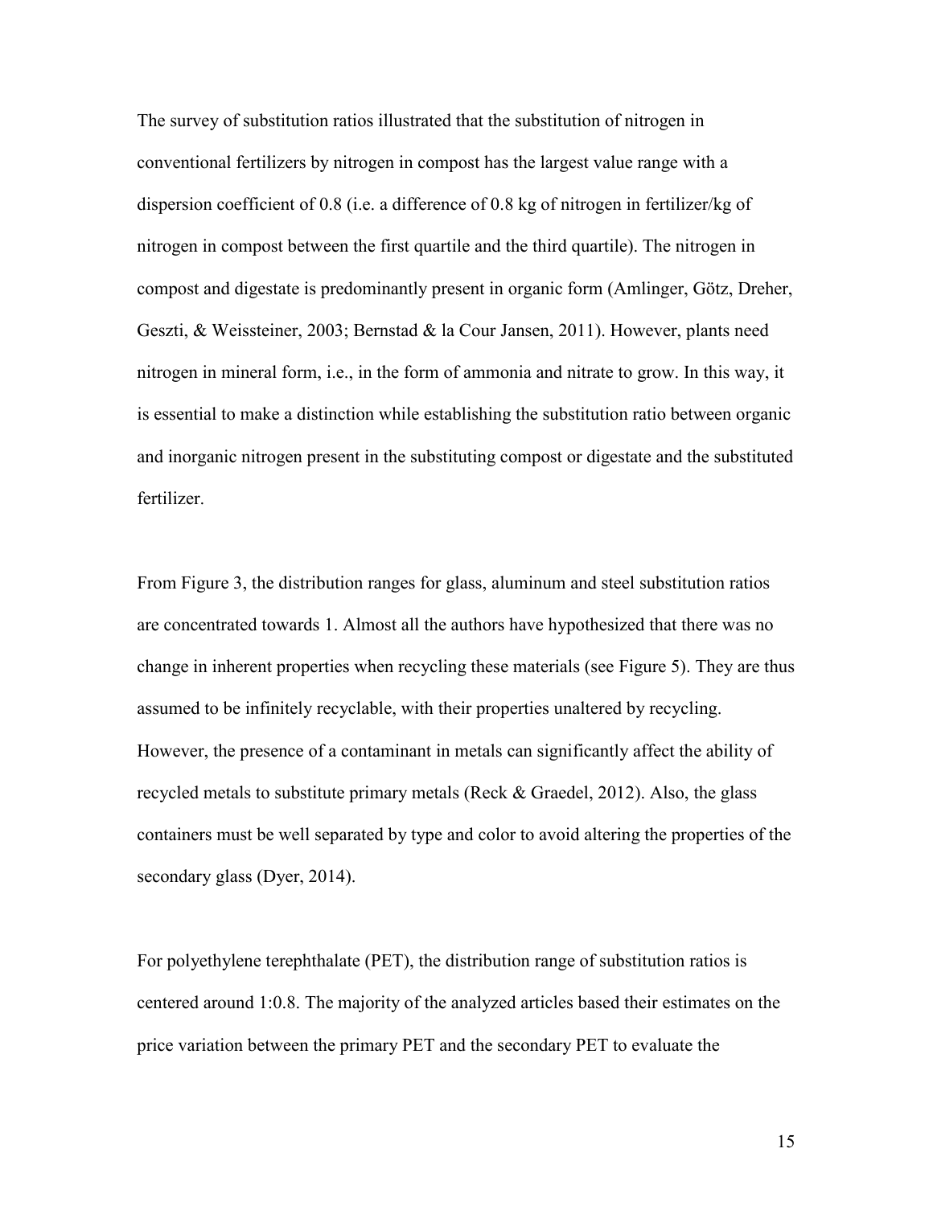The survey of substitution ratios illustrated that the substitution of nitrogen in conventional fertilizers by nitrogen in compost has the largest value range with a dispersion coefficient of 0.8 (i.e. a difference of 0.8 kg of nitrogen in fertilizer/kg of nitrogen in compost between the first quartile and the third quartile). The nitrogen in compost and digestate is predominantly present in organic form (Amlinger, Götz, Dreher, Geszti, & Weissteiner, 2003; Bernstad & la Cour Jansen, 2011). However, plants need nitrogen in mineral form, i.e., in the form of ammonia and nitrate to grow. In this way, it is essential to make a distinction while establishing the substitution ratio between organic and inorganic nitrogen present in the substituting compost or digestate and the substituted fertilizer.

From Figure 3, the distribution ranges for glass, aluminum and steel substitution ratios are concentrated towards 1. Almost all the authors have hypothesized that there was no change in inherent properties when recycling these materials (see Figure 5). They are thus assumed to be infinitely recyclable, with their properties unaltered by recycling. However, the presence of a contaminant in metals can significantly affect the ability of recycled metals to substitute primary metals (Reck & Graedel, 2012). Also, the glass containers must be well separated by type and color to avoid altering the properties of the secondary glass (Dyer, 2014).

For polyethylene terephthalate (PET), the distribution range of substitution ratios is centered around 1:0.8. The majority of the analyzed articles based their estimates on the price variation between the primary PET and the secondary PET to evaluate the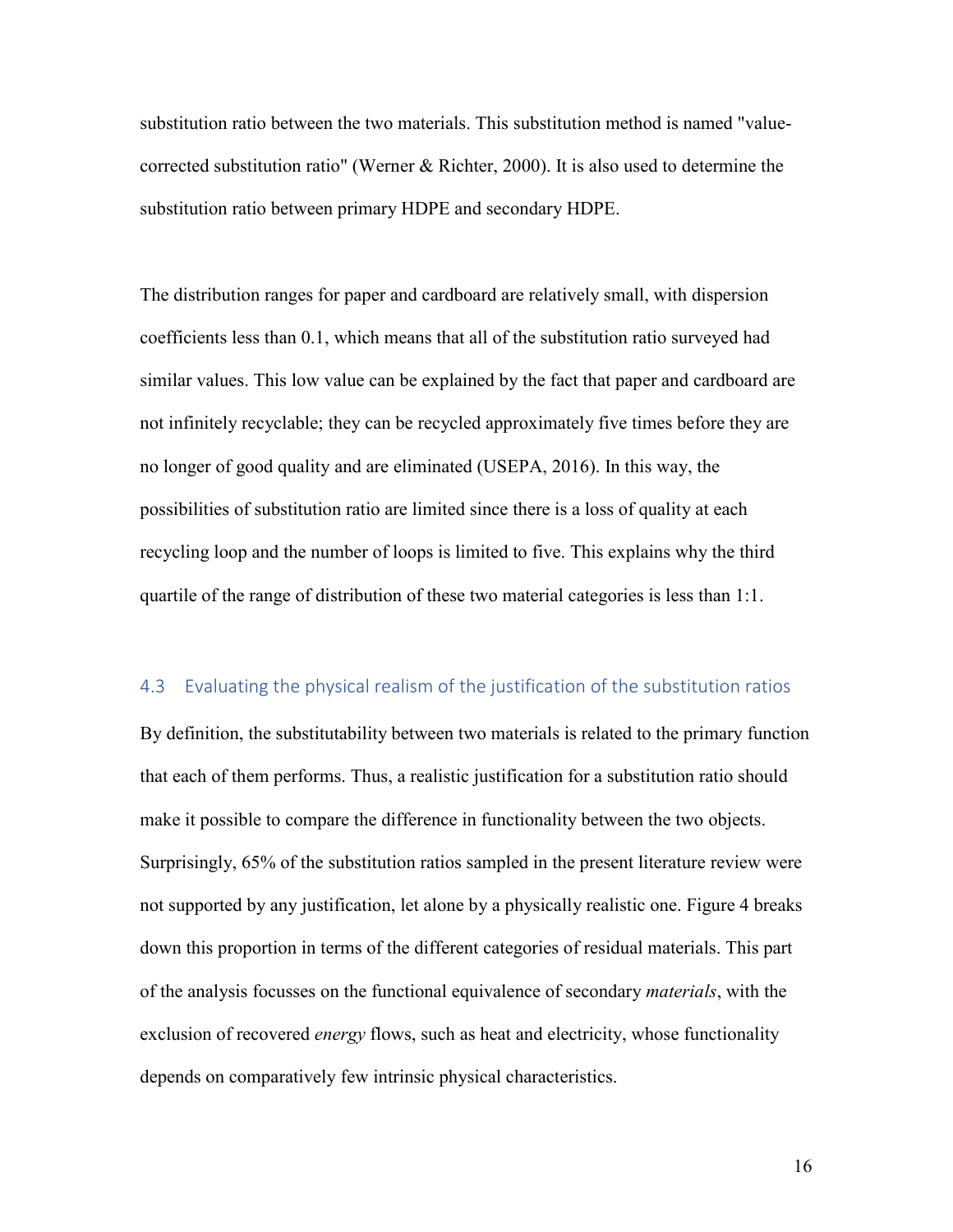substitution ratio between the two materials. This substitution method is named "value-corrected substitution ratio" (Werner & Richter, 2000). It is also used to determine the substitution ratio between primary HDPE and secondary HDPE.

The distribution ranges for paper and cardboard are relatively small, with dispersion coefficients less than 0.1, which means that all of the substitution ratio surveyed had similar values. This low value can be explained by the fact that paper and cardboard are not infinitely recyclable; they can be recycled approximately five times before they are no longer of good quality and are eliminated (USEPA, 2016). In this way, the possibilities of substitution ratio are limited since there is a loss of quality at each recycling loop and the number of loops is limited to five. This explains why the third quartile of the range of distribution of these two material categories is less than 1:1.

## 4.3 Evaluating the physical realism of the justification of the substitution ratios

By definition, the substitutability between two materials is related to the primary function that each of them performs. Thus, a realistic justification for a substitution ratio should make it possible to compare the difference in functionality between the two objects. Surprisingly, 65% of the substitution ratios sampled in the present literature review were not supported by any justification, let alone by a physically realistic one. Figure 4 breaks down this proportion in terms of the different categories of residual materials. This part of the analysis focusses on the functional equivalence of secondary *materials*, with the exclusion of recovered *energy* flows, such as heat and electricity, whose functionality depends on comparatively few intrinsic physical characteristics.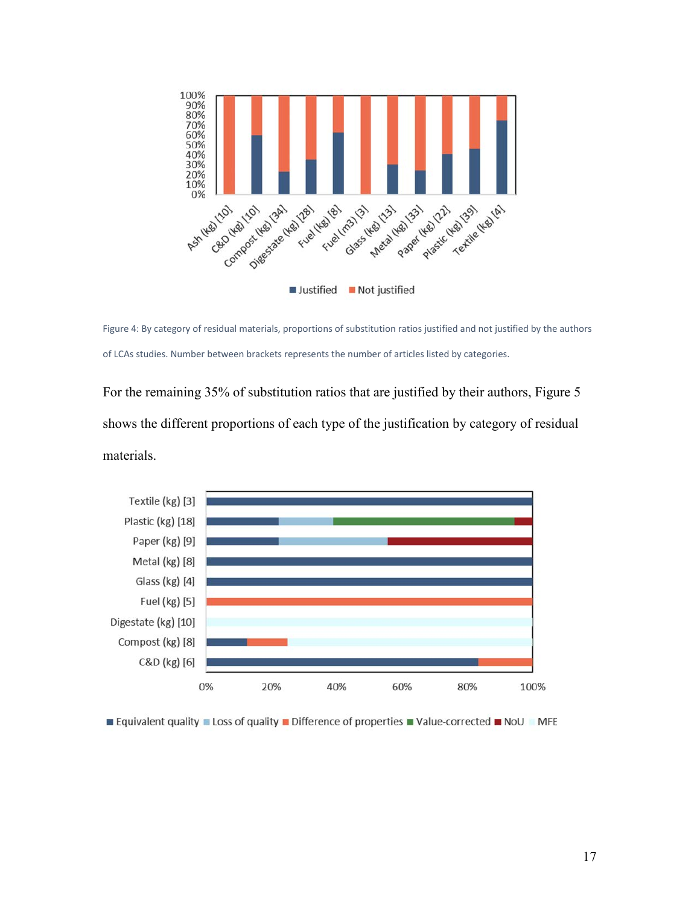Figure 4: By category of residual materials, proportions of substitution ratios justified and not justified by the authors of LCAs studies. Number between brackets represents the number of articles listed by categories.

For the remaining 35% of substitution ratios that are justified by their authors, Figure 5 shows the different proportions of each type of the justification by category of residual materials.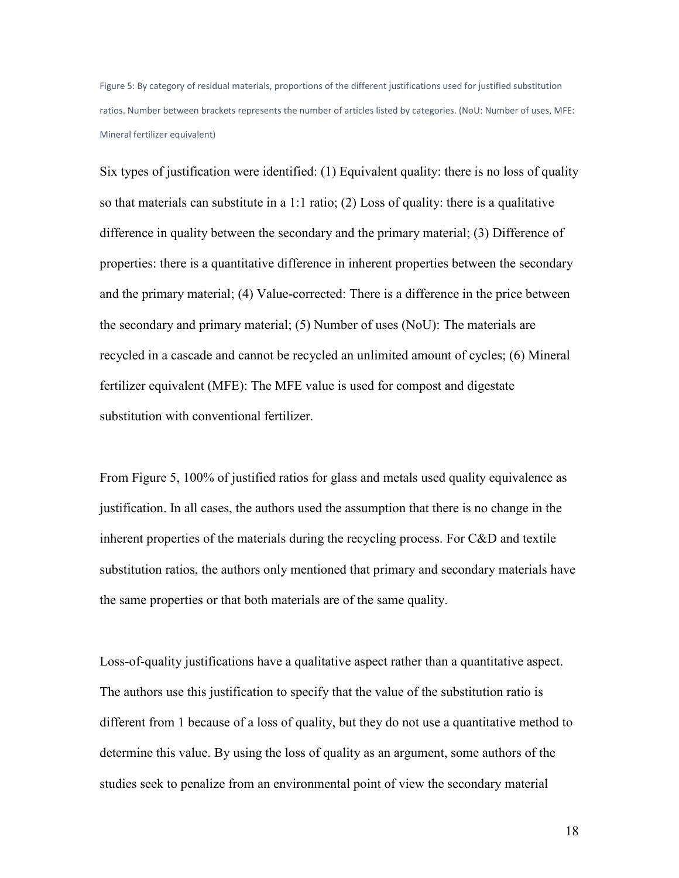Figure 5: By category of residual materials, proportions of the different justifications used for justified substitution ratios. Number between brackets represents the number of articles listed by categories. (NoU: Number of uses, MFE: Mineral fertilizer equivalent)

Six types of justification were identified: (1) Equivalent quality: there is no loss of quality so that materials can substitute in a 1:1 ratio; (2) Loss of quality: there is a qualitative difference in quality between the secondary and the primary material; (3) Difference of properties: there is a quantitative difference in inherent properties between the secondary and the primary material; (4) Value-corrected: There is a difference in the price between the secondary and primary material; (5) Number of uses (NoU): The materials are recycled in a cascade and cannot be recycled an unlimited amount of cycles; (6) Mineral fertilizer equivalent (MFE): The MFE value is used for compost and digestate substitution with conventional fertilizer.

From Figure 5, 100% of justified ratios for glass and metals used quality equivalence as justification. In all cases, the authors used the assumption that there is no change in the inherent properties of the materials during the recycling process. For C&D and textile substitution ratios, the authors only mentioned that primary and secondary materials have the same properties or that both materials are of the same quality.

Loss-of-quality justifications have a qualitative aspect rather than a quantitative aspect. The authors use this justification to specify that the value of the substitution ratio is different from 1 because of a loss of quality, but they do not use a quantitative method to determine this value. By using the loss of quality as an argument, some authors of the studies seek to penalize from an environmental point of view the secondary material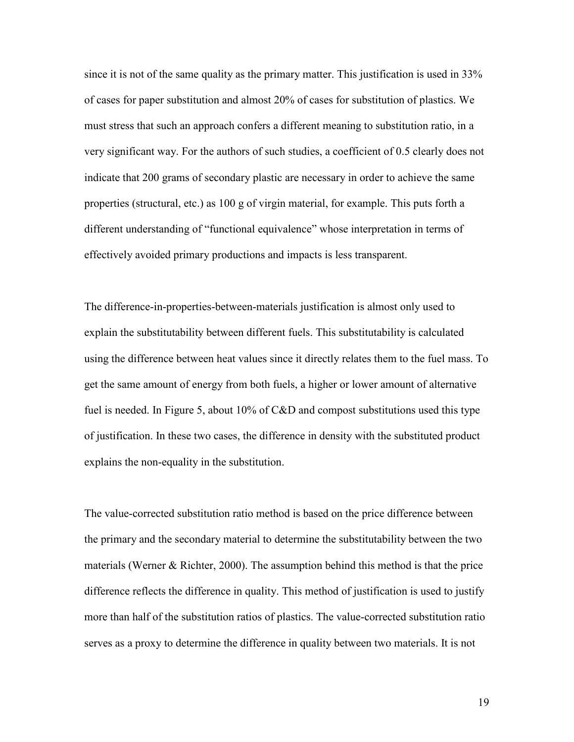since it is not of the same quality as the primary matter. This justification is used in 33% of cases for paper substitution and almost 20% of cases for substitution of plastics. We must stress that such an approach confers a different meaning to substitution ratio, in a very significant way. For the authors of such studies, a coefficient of 0.5 clearly does not indicate that 200 grams of secondary plastic are necessary in order to achieve the same properties (structural, etc.) as 100 g of virgin material, for example. This puts forth a different understanding of "functional equivalence" whose interpretation in terms of effectively avoided primary productions and impacts is less transparent.

The difference-in-properties-between-materials justification is almost only used to explain the substitutability between different fuels. This substitutability is calculated using the difference between heat values since it directly relates them to the fuel mass. To get the same amount of energy from both fuels, a higher or lower amount of alternative fuel is needed. In Figure 5, about 10% of C&D and compost substitutions used this type of justification. In these two cases, the difference in density with the substituted product explains the non-equality in the substitution.

The value-corrected substitution ratio method is based on the price difference between the primary and the secondary material to determine the substitutability between the two materials (Werner & Richter, 2000). The assumption behind this method is that the price difference reflects the difference in quality. This method of justification is used to justify more than half of the substitution ratios of plastics. The value-corrected substitution ratio serves as a proxy to determine the difference in quality between two materials. It is not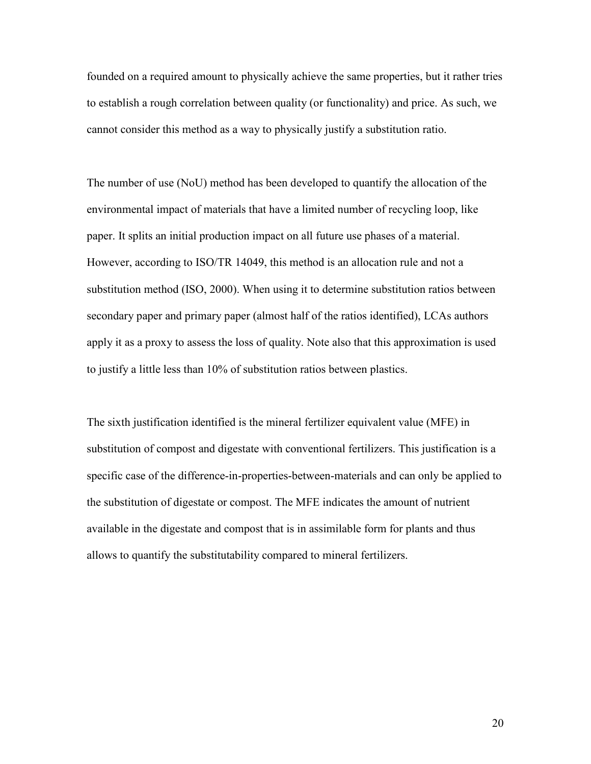founded on a required amount to physically achieve the same properties, but it rather tries to establish a rough correlation between quality (or functionality) and price. As such, we cannot consider this method as a way to physically justify a substitution ratio.

The number of use (NoU) method has been developed to quantify the allocation of the environmental impact of materials that have a limited number of recycling loop, like paper. It splits an initial production impact on all future use phases of a material. However, according to ISO/TR 14049, this method is an allocation rule and not a substitution method (ISO, 2000). When using it to determine substitution ratios between secondary paper and primary paper (almost half of the ratios identified), LCAs authors apply it as a proxy to assess the loss of quality. Note also that this approximation is used to justify a little less than 10% of substitution ratios between plastics.

The sixth justification identified is the mineral fertilizer equivalent value (MFE) in substitution of compost and digestate with conventional fertilizers. This justification is a specific case of the difference-in-properties-between-materials and can only be applied to the substitution of digestate or compost. The MFE indicates the amount of nutrient available in the digestate and compost that is in assimilable form for plants and thus allows to quantify the substitutability compared to mineral fertilizers.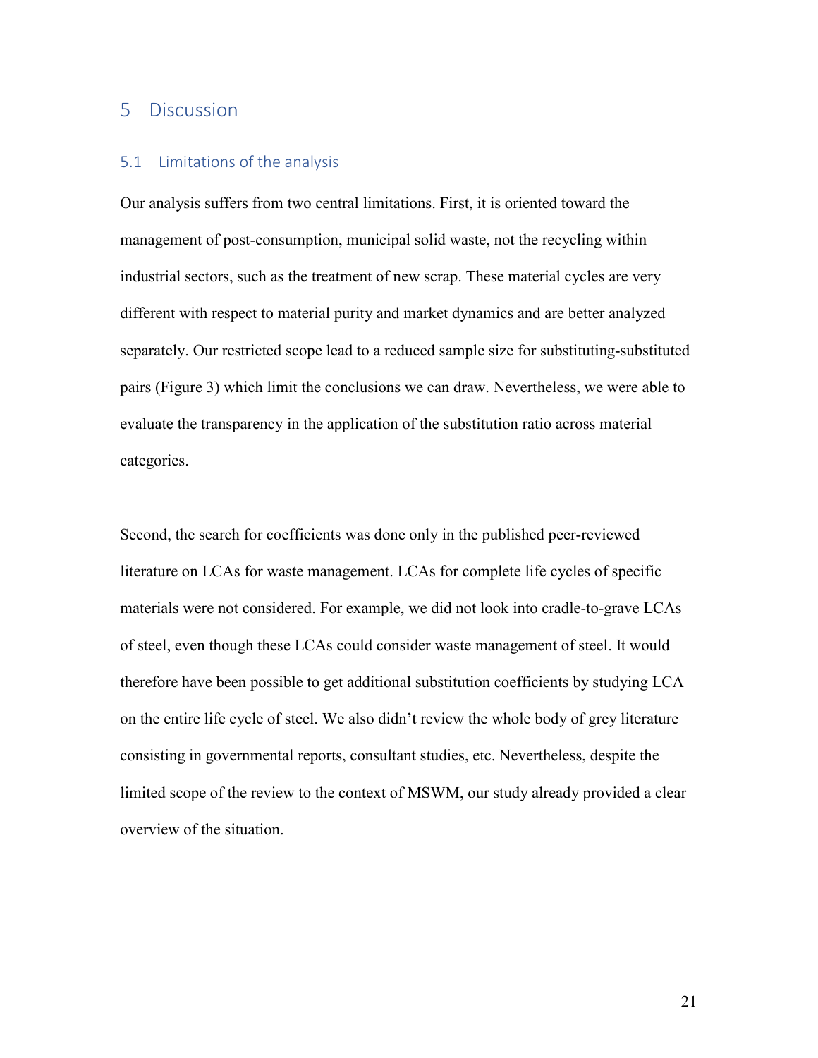# 5 Discussion

## 5.1 Limitations of the analysis

Our analysis suffers from two central limitations. First, it is oriented toward the management of post-consumption, municipal solid waste, not the recycling within industrial sectors, such as the treatment of new scrap. These material cycles are very different with respect to material purity and market dynamics and are better analyzed separately. Our restricted scope lead to a reduced sample size for substituting-substituted pairs (Figure 3) which limit the conclusions we can draw. Nevertheless, we were able to evaluate the transparency in the application of the substitution ratio across material categories.

Second, the search for coefficients was done only in the published peer-reviewed literature on LCAs for waste management. LCAs for complete life cycles of specific materials were not considered. For example, we did not look into cradle-to-grave LCAs of steel, even though these LCAs could consider waste management of steel. It would therefore have been possible to get additional substitution coefficients by studying LCA on the entire life cycle of steel. We also didn't review the whole body of grey literature consisting in governmental reports, consultant studies, etc. Nevertheless, despite the limited scope of the review to the context of MSWM, our study already provided a clear overview of the situation.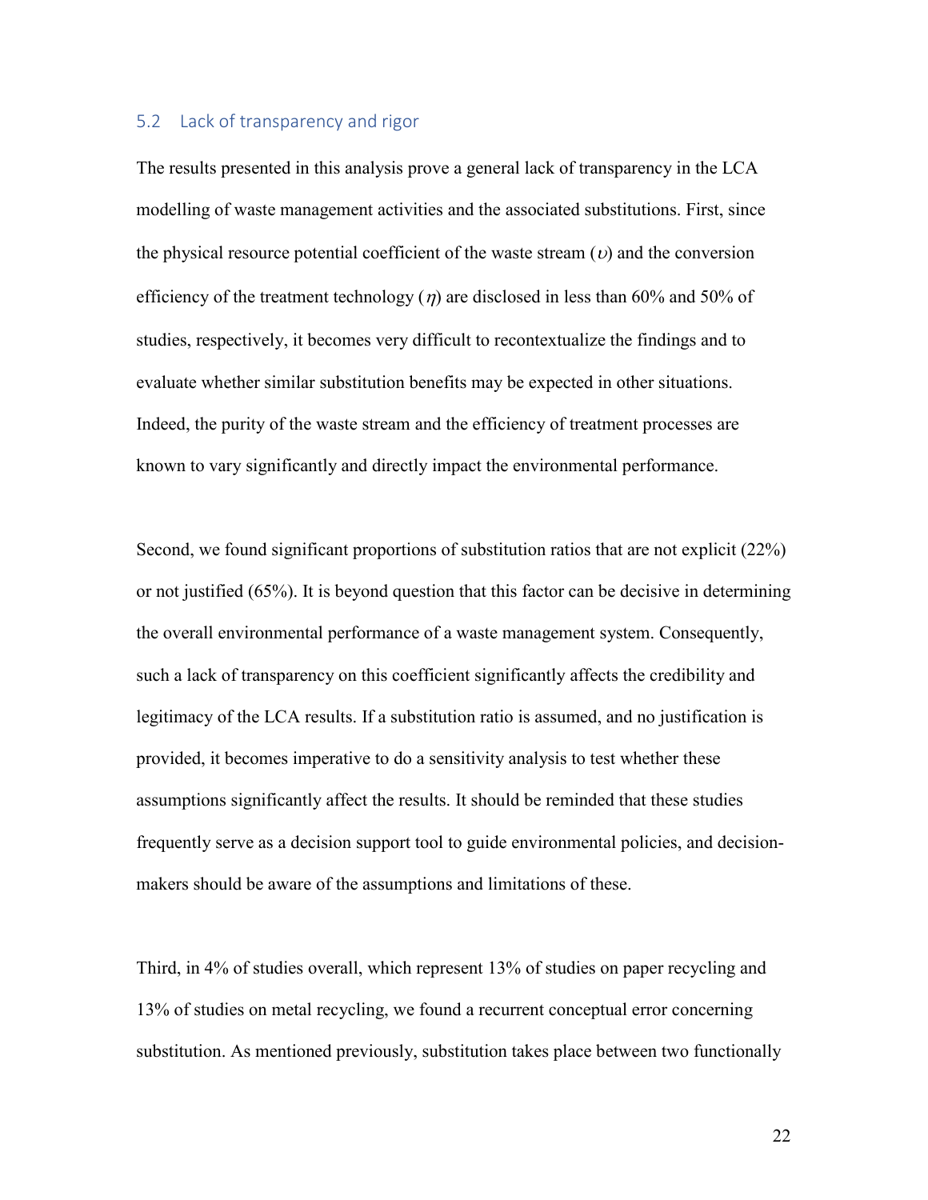## 5.2 Lack of transparency and rigor

The results presented in this analysis prove a general lack of transparency in the LCA modelling of waste management activities and the associated substitutions. First, since the physical resource potential coefficient of the waste stream ($\upsilon$) and the conversion efficiency of the treatment technology ($\eta$) are disclosed in less than 60% and 50% of studies, respectively, it becomes very difficult to recontextualize the findings and to evaluate whether similar substitution benefits may be expected in other situations. Indeed, the purity of the waste stream and the efficiency of treatment processes are known to vary significantly and directly impact the environmental performance.

Second, we found significant proportions of substitution ratios that are not explicit (22%) or not justified (65%). It is beyond question that this factor can be decisive in determining the overall environmental performance of a waste management system. Consequently, such a lack of transparency on this coefficient significantly affects the credibility and legitimacy of the LCA results. If a substitution ratio is assumed, and no justification is provided, it becomes imperative to do a sensitivity analysis to test whether these assumptions significantly affect the results. It should be reminded that these studies frequently serve as a decision support tool to guide environmental policies, and decision-makers should be aware of the assumptions and limitations of these.

Third, in 4% of studies overall, which represent 13% of studies on paper recycling and 13% of studies on metal recycling, we found a recurrent conceptual error concerning substitution. As mentioned previously, substitution takes place between two functionally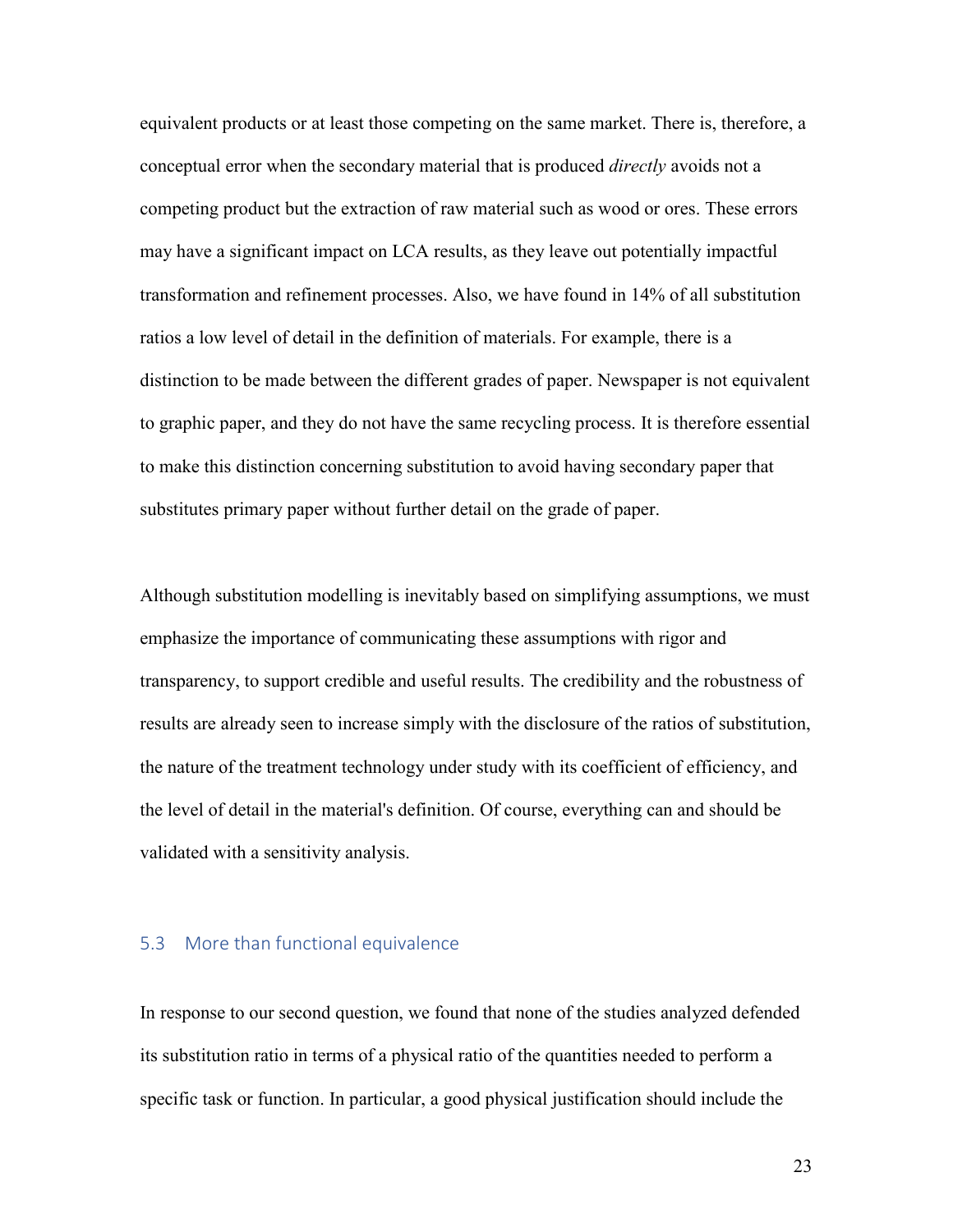equivalent products or at least those competing on the same market. There is, therefore, a conceptual error when the secondary material that is produced *directly* avoids not a competing product but the extraction of raw material such as wood or ores. These errors may have a significant impact on LCA results, as they leave out potentially impactful transformation and refinement processes. Also, we have found in 14% of all substitution ratios a low level of detail in the definition of materials. For example, there is a distinction to be made between the different grades of paper. Newspaper is not equivalent to graphic paper, and they do not have the same recycling process. It is therefore essential to make this distinction concerning substitution to avoid having secondary paper that substitutes primary paper without further detail on the grade of paper.

Although substitution modelling is inevitably based on simplifying assumptions, we must emphasize the importance of communicating these assumptions with rigor and transparency, to support credible and useful results. The credibility and the robustness of results are already seen to increase simply with the disclosure of the ratios of substitution, the nature of the treatment technology under study with its coefficient of efficiency, and the level of detail in the material's definition. Of course, everything can and should be validated with a sensitivity analysis.

### 5.3 More than functional equivalence

In response to our second question, we found that none of the studies analyzed defended its substitution ratio in terms of a physical ratio of the quantities needed to perform a specific task or function. In particular, a good physical justification should include the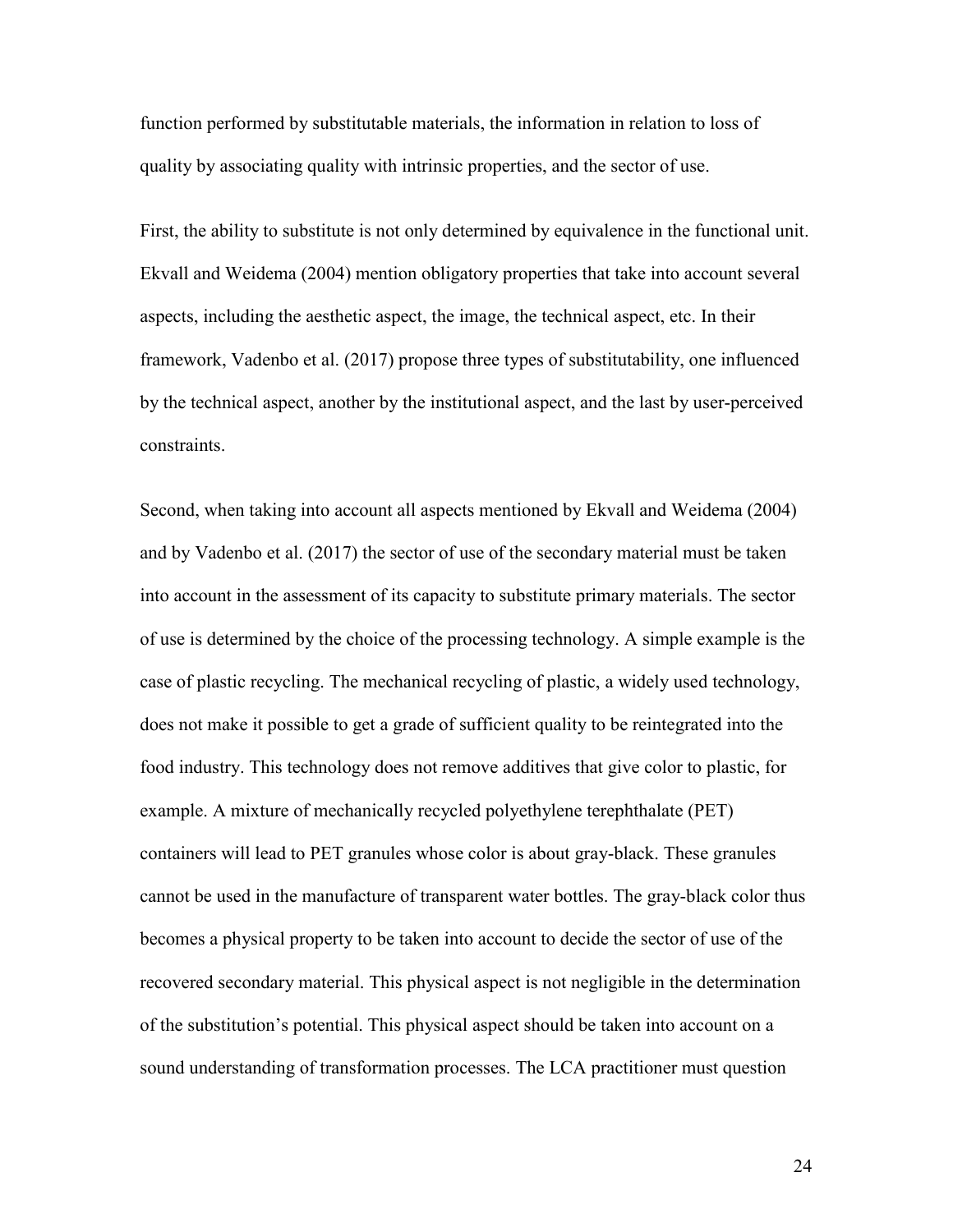function performed by substitutable materials, the information in relation to loss of quality by associating quality with intrinsic properties, and the sector of use.

First, the ability to substitute is not only determined by equivalence in the functional unit. Ekvall and Weidema (2004) mention obligatory properties that take into account several aspects, including the aesthetic aspect, the image, the technical aspect, etc. In their framework, Vadenbo et al. (2017) propose three types of substitutability, one influenced by the technical aspect, another by the institutional aspect, and the last by user-perceived constraints.

Second, when taking into account all aspects mentioned by Ekvall and Weidema (2004) and by Vadenbo et al. (2017) the sector of use of the secondary material must be taken into account in the assessment of its capacity to substitute primary materials. The sector of use is determined by the choice of the processing technology. A simple example is the case of plastic recycling. The mechanical recycling of plastic, a widely used technology, does not make it possible to get a grade of sufficient quality to be reintegrated into the food industry. This technology does not remove additives that give color to plastic, for example. A mixture of mechanically recycled polyethylene terephthalate (PET) containers will lead to PET granules whose color is about gray-black. These granules cannot be used in the manufacture of transparent water bottles. The gray-black color thus becomes a physical property to be taken into account to decide the sector of use of the recovered secondary material. This physical aspect is not negligible in the determination of the substitution's potential. This physical aspect should be taken into account on a sound understanding of transformation processes. The LCA practitioner must question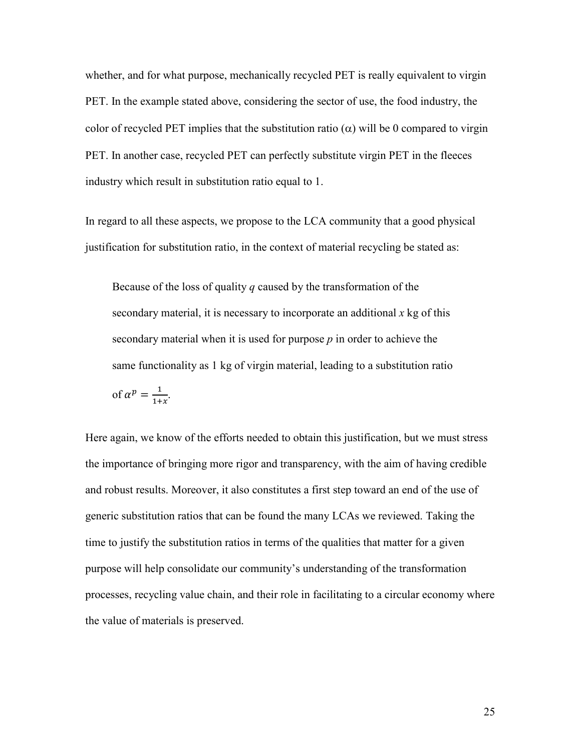whether, and for what purpose, mechanically recycled PET is really equivalent to virgin PET. In the example stated above, considering the sector of use, the food industry, the color of recycled PET implies that the substitution ratio ($\alpha$) will be 0 compared to virgin PET. In another case, recycled PET can perfectly substitute virgin PET in the fleeces industry which result in substitution ratio equal to 1.

In regard to all these aspects, we propose to the LCA community that a good physical justification for substitution ratio, in the context of material recycling be stated as:

> Because of the loss of quality *q* caused by the transformation of the secondary material, it is necessary to incorporate an additional *x* kg of this secondary material when it is used for purpose *p* in order to achieve the same functionality as 1 kg of virgin material, leading to a substitution ratio of $\alpha^p = \frac{1}{1+x}$.

Here again, we know of the efforts needed to obtain this justification, but we must stress the importance of bringing more rigor and transparency, with the aim of having credible and robust results. Moreover, it also constitutes a first step toward an end of the use of generic substitution ratios that can be found the many LCAs we reviewed. Taking the time to justify the substitution ratios in terms of the qualities that matter for a given purpose will help consolidate our community's understanding of the transformation processes, recycling value chain, and their role in facilitating to a circular economy where the value of materials is preserved.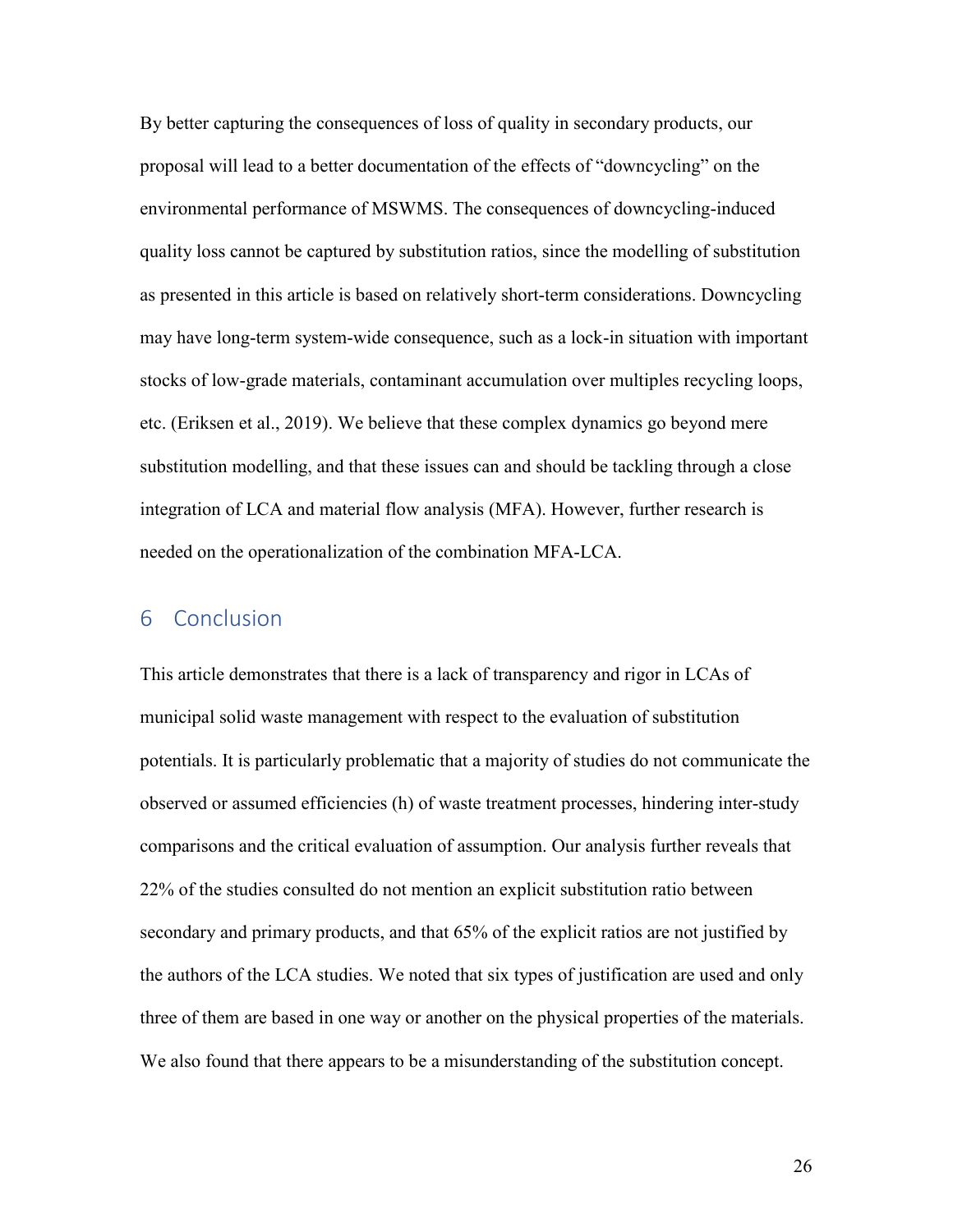By better capturing the consequences of loss of quality in secondary products, our proposal will lead to a better documentation of the effects of "downcycling" on the environmental performance of MSWMS. The consequences of downcycling-induced quality loss cannot be captured by substitution ratios, since the modelling of substitution as presented in this article is based on relatively short-term considerations. Downcycling may have long-term system-wide consequence, such as a lock-in situation with important stocks of low-grade materials, contaminant accumulation over multiples recycling loops, etc. (Eriksen et al., 2019). We believe that these complex dynamics go beyond mere substitution modelling, and that these issues can and should be tackling through a close integration of LCA and material flow analysis (MFA). However, further research is needed on the operationalization of the combination MFA-LCA.

## 6 Conclusion

This article demonstrates that there is a lack of transparency and rigor in LCAs of municipal solid waste management with respect to the evaluation of substitution potentials. It is particularly problematic that a majority of studies do not communicate the observed or assumed efficiencies (h) of waste treatment processes, hindering inter-study comparisons and the critical evaluation of assumption. Our analysis further reveals that 22% of the studies consulted do not mention an explicit substitution ratio between secondary and primary products, and that 65% of the explicit ratios are not justified by the authors of the LCA studies. We noted that six types of justification are used and only three of them are based in one way or another on the physical properties of the materials. We also found that there appears to be a misunderstanding of the substitution concept.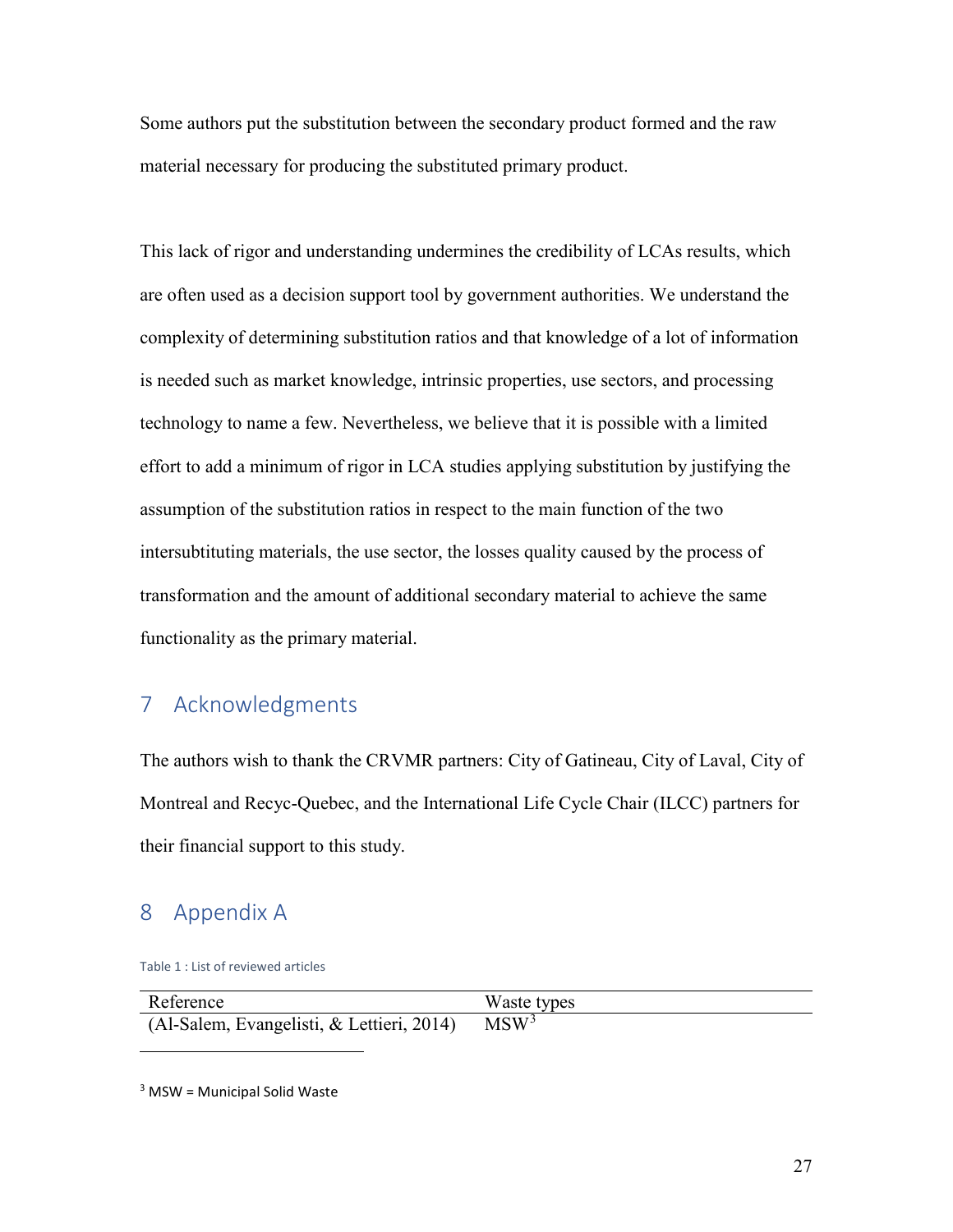Some authors put the substitution between the secondary product formed and the raw material necessary for producing the substituted primary product.

This lack of rigor and understanding undermines the credibility of LCAs results, which are often used as a decision support tool by government authorities. We understand the complexity of determining substitution ratios and that knowledge of a lot of information is needed such as market knowledge, intrinsic properties, use sectors, and processing technology to name a few. Nevertheless, we believe that it is possible with a limited effort to add a minimum of rigor in LCA studies applying substitution by justifying the assumption of the substitution ratios in respect to the main function of the two intersubtituting materials, the use sector, the losses quality caused by the process of transformation and the amount of additional secondary material to achieve the same functionality as the primary material.

## 7 Acknowledgments

The authors wish to thank the CRVMR partners: City of Gatineau, City of Laval, City of Montreal and Recyc-Quebec, and the International Life Cycle Chair (ILCC) partners for their financial support to this study.

## 8 Appendix A

Table 1 : List of reviewed articles

| Reference | Waste types |
|---|---|
| (Al-Salem, Evangelisti, & Lettieri, 2014) | MSW[3] |

[3] MSW = Municipal Solid Waste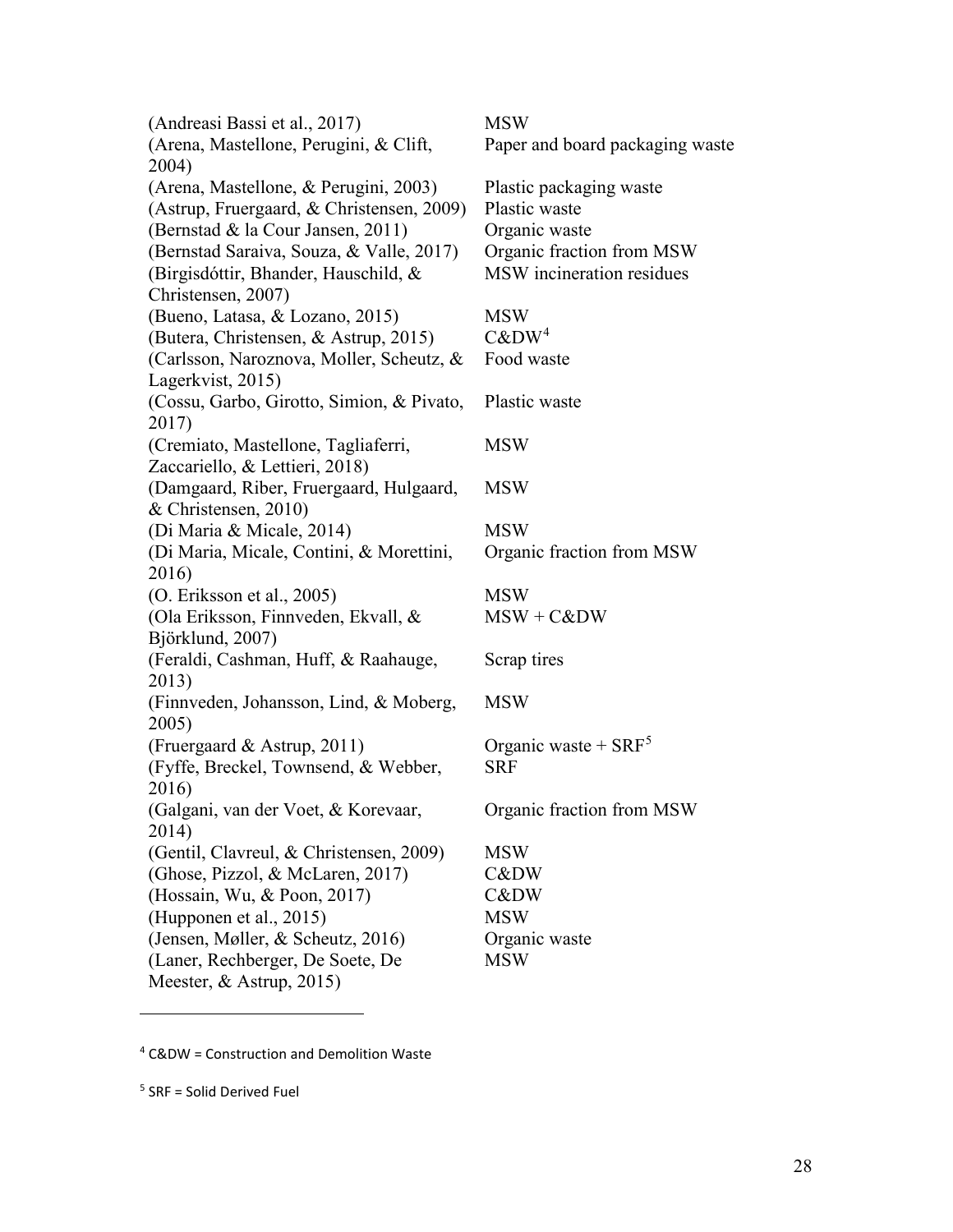| | |
|---|---|
| (Andreasi Bassi et al., 2017) | MSW |
| (Arena, Mastellone, Perugini, & Clift, 2004) | Paper and board packaging waste |
| (Arena, Mastellone, & Perugini, 2003) | Plastic packaging waste |
| (Astrup, Fruergaard, & Christensen, 2009) | Plastic waste |
| (Bernstad & la Cour Jansen, 2011) | Organic waste |
| (Bernstad Saraiva, Souza, & Valle, 2017) | Organic fraction from MSW |
| (Birgisdóttir, Bhander, Hauschild, & Christensen, 2007) | MSW incineration residues |
| (Bueno, Latasa, & Lozano, 2015) | MSW |
| (Butera, Christensen, & Astrup, 2015) | C&DW[4] |
| (Carlsson, Naroznova, Moller, Scheutz, & Lagerkvist, 2015) | Food waste |
| (Cossu, Garbo, Girotto, Simion, & Pivato, 2017) | Plastic waste |
| (Cremiato, Mastellone, Tagliaferri, Zaccariello, & Lettieri, 2018) | MSW |
| (Damgaard, Riber, Fruergaard, Hulgaard, & Christensen, 2010) | MSW |
| (Di Maria & Micale, 2014) | MSW |
| (Di Maria, Micale, Contini, & Morettini, 2016) | Organic fraction from MSW |
| (O. Eriksson et al., 2005) | MSW |
| (Ola Eriksson, Finnveden, Ekvall, & Björklund, 2007) | MSW + C&DW |
| (Feraldi, Cashman, Huff, & Raahauge, 2013) | Scrap tires |
| (Finnveden, Johansson, Lind, & Moberg, 2005) | MSW |
| (Fruergaard & Astrup, 2011) | Organic waste + SRF[5] |
| (Fyffe, Breckel, Townsend, & Webber, 2016) | SRF |
| (Galgani, van der Voet, & Korevaar, 2014) | Organic fraction from MSW |
| (Gentil, Clavreul, & Christensen, 2009) | MSW |
| (Ghose, Pizzol, & McLaren, 2017) | C&DW |
| (Hossain, Wu, & Poon, 2017) | C&DW |
| (Hupponen et al., 2015) | MSW |
| (Jensen, Møller, & Scheutz, 2016) | Organic waste |
| (Laner, Rechberger, De Soete, De Meester, & Astrup, 2015) | MSW |

[4] C&DW = Construction and Demolition Waste

[5] SRF = Solid Derived Fuel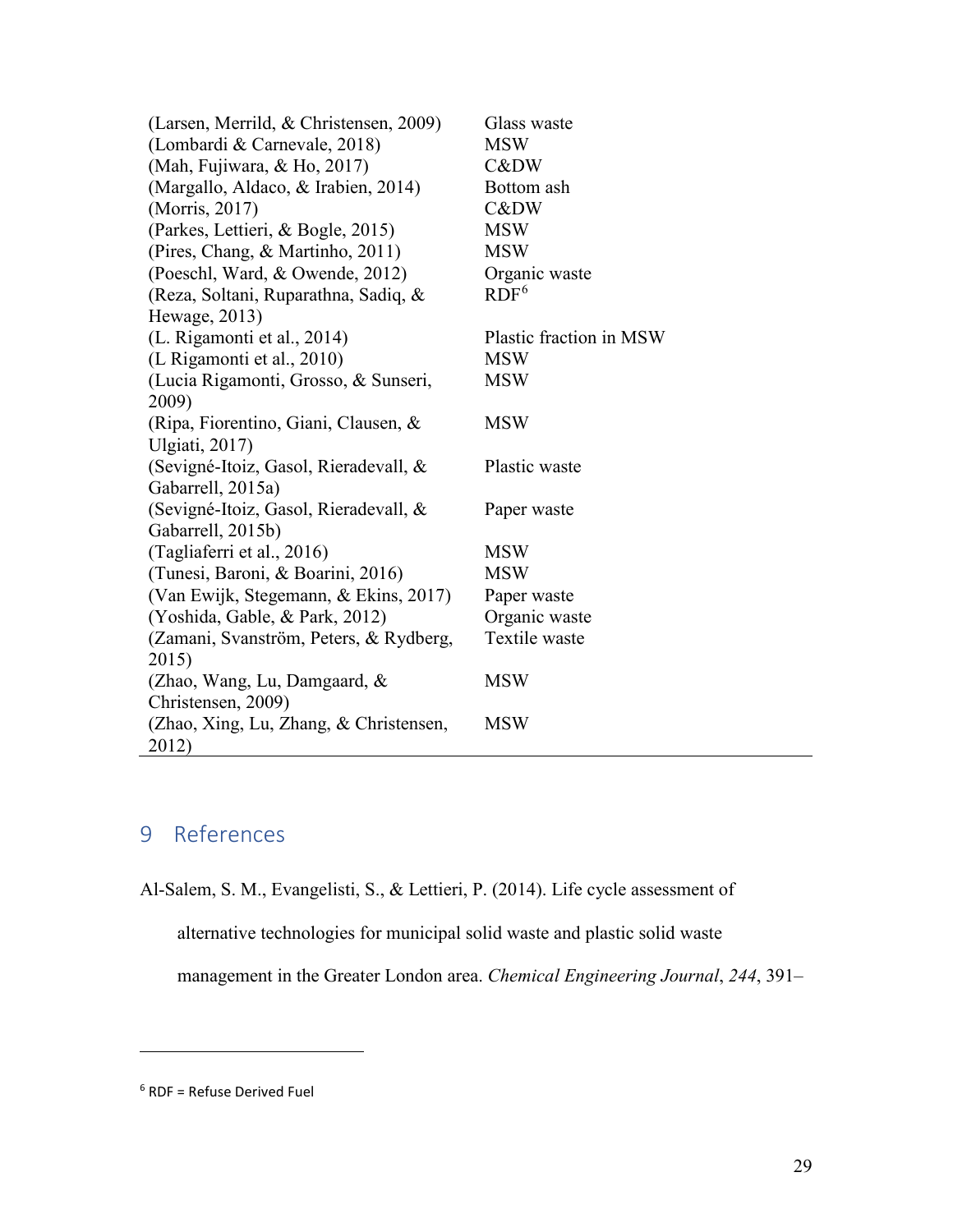| | |
|---|---|
| (Larsen, Merrild, & Christensen, 2009) | Glass waste |
| (Lombardi & Carnevale, 2018) | MSW |
| (Mah, Fujiwara, & Ho, 2017) | C&DW |
| (Margallo, Aldaco, & Irabien, 2014) | Bottom ash |
| (Morris, 2017) | C&DW |
| (Parkes, Lettieri, & Bogle, 2015) | MSW |
| (Pires, Chang, & Martinho, 2011) | MSW |
| (Poeschl, Ward, & Owende, 2012) | Organic waste |
| (Reza, Soltani, Ruparathna, Sadiq, & Hewage, 2013) | RDF[6] |
| (L. Rigamonti et al., 2014) | Plastic fraction in MSW |
| (L Rigamonti et al., 2010) | MSW |
| (Lucia Rigamonti, Grosso, & Sunseri, 2009) | MSW |
| (Ripa, Fiorentino, Giani, Clausen, & Ulgiati, 2017) | MSW |
| (Sevigné-Itoiz, Gasol, Rieradevall, & Gabarrell, 2015a) | Plastic waste |
| (Sevigné-Itoiz, Gasol, Rieradevall, & Gabarrell, 2015b) | Paper waste |
| (Tagliaferri et al., 2016) | MSW |
| (Tunesi, Baroni, & Boarini, 2016) | MSW |
| (Van Ewijk, Stegemann, & Ekins, 2017) | Paper waste |
| (Yoshida, Gable, & Park, 2012) | Organic waste |
| (Zamani, Svanström, Peters, & Rydberg, 2015) | Textile waste |
| (Zhao, Wang, Lu, Damgaard, & Christensen, 2009) | MSW |
| (Zhao, Xing, Lu, Zhang, & Christensen, 2012) | MSW |

# 9 References

Al-Salem, S. M., Evangelisti, S., & Lettieri, P. (2014). Life cycle assessment of alternative technologies for municipal solid waste and plastic solid waste management in the Greater London area. *Chemical Engineering Journal*, *244*, 391–

[6] RDF = Refuse Derived Fuel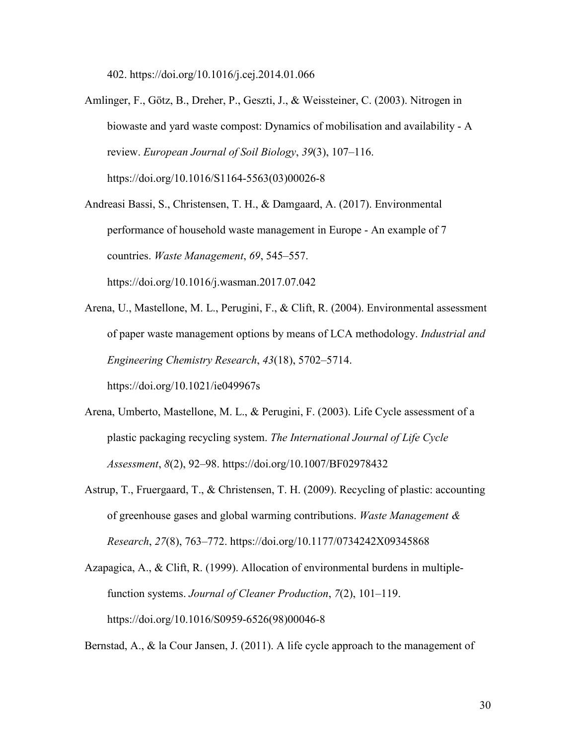402. https://doi.org/10.1016/j.cej.2014.01.066

Amlinger, F., Götz, B., Dreher, P., Geszti, J., & Weissteiner, C. (2003). Nitrogen in biowaste and yard waste compost: Dynamics of mobilisation and availability - A review. *European Journal of Soil Biology*, *39*(3), 107–116. https://doi.org/10.1016/S1164-5563(03)00026-8

Andreasi Bassi, S., Christensen, T. H., & Damgaard, A. (2017). Environmental performance of household waste management in Europe - An example of 7 countries. *Waste Management*, *69*, 545–557. https://doi.org/10.1016/j.wasman.2017.07.042

Arena, U., Mastellone, M. L., Perugini, F., & Clift, R. (2004). Environmental assessment of paper waste management options by means of LCA methodology. *Industrial and Engineering Chemistry Research*, *43*(18), 5702–5714. https://doi.org/10.1021/ie049967s

Arena, Umberto, Mastellone, M. L., & Perugini, F. (2003). Life Cycle assessment of a plastic packaging recycling system. *The International Journal of Life Cycle Assessment*, *8*(2), 92–98. https://doi.org/10.1007/BF02978432

Astrup, T., Fruergaard, T., & Christensen, T. H. (2009). Recycling of plastic: accounting of greenhouse gases and global warming contributions. *Waste Management & Research*, *27*(8), 763–772. https://doi.org/10.1177/0734242X09345868

Azapagica, A., & Clift, R. (1999). Allocation of environmental burdens in multiple-function systems. *Journal of Cleaner Production*, *7*(2), 101–119. https://doi.org/10.1016/S0959-6526(98)00046-8

Bernstad, A., & la Cour Jansen, J. (2011). A life cycle approach to the management of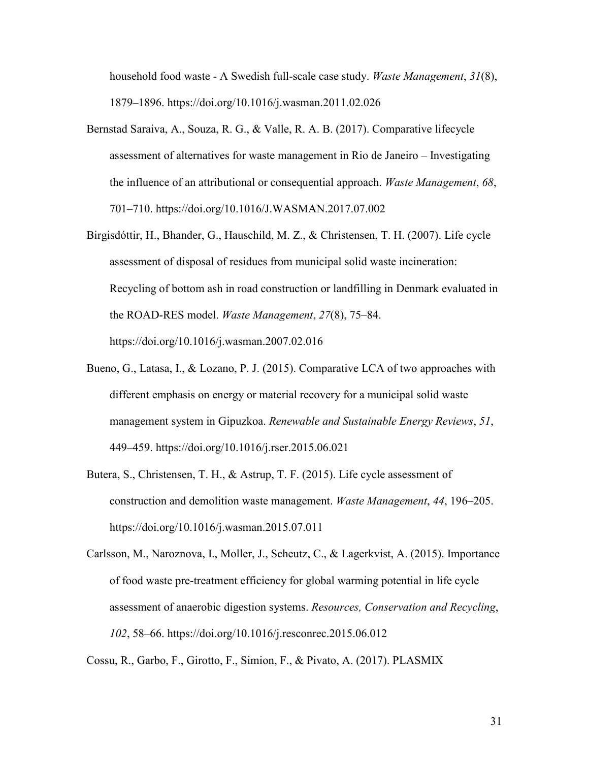household food waste - A Swedish full-scale case study. *Waste Management*, *31*(8), 1879–1896. https://doi.org/10.1016/j.wasman.2011.02.026

Bernstad Saraiva, A., Souza, R. G., & Valle, R. A. B. (2017). Comparative lifecycle assessment of alternatives for waste management in Rio de Janeiro – Investigating the influence of an attributional or consequential approach. *Waste Management*, *68*, 701–710. https://doi.org/10.1016/J.WASMAN.2017.07.002

Birgisdóttir, H., Bhander, G., Hauschild, M. Z., & Christensen, T. H. (2007). Life cycle assessment of disposal of residues from municipal solid waste incineration: Recycling of bottom ash in road construction or landfilling in Denmark evaluated in the ROAD-RES model. *Waste Management*, *27*(8), 75–84. https://doi.org/10.1016/j.wasman.2007.02.016

Bueno, G., Latasa, I., & Lozano, P. J. (2015). Comparative LCA of two approaches with different emphasis on energy or material recovery for a municipal solid waste management system in Gipuzkoa. *Renewable and Sustainable Energy Reviews*, *51*, 449–459. https://doi.org/10.1016/j.rser.2015.06.021

Butera, S., Christensen, T. H., & Astrup, T. F. (2015). Life cycle assessment of construction and demolition waste management. *Waste Management*, *44*, 196–205. https://doi.org/10.1016/j.wasman.2015.07.011

Carlsson, M., Naroznova, I., Moller, J., Scheutz, C., & Lagerkvist, A. (2015). Importance of food waste pre-treatment efficiency for global warming potential in life cycle assessment of anaerobic digestion systems. *Resources, Conservation and Recycling*, *102*, 58–66. https://doi.org/10.1016/j.resconrec.2015.06.012

Cossu, R., Garbo, F., Girotto, F., Simion, F., & Pivato, A. (2017). PLASMIX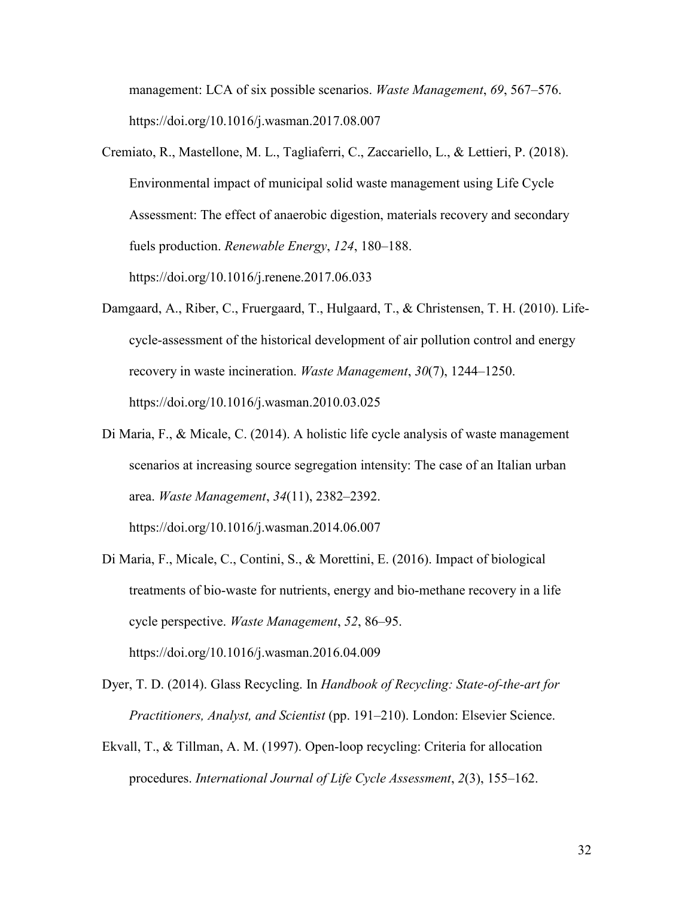management: LCA of six possible scenarios. *Waste Management*, *69*, 567–576. https://doi.org/10.1016/j.wasman.2017.08.007

Cremiato, R., Mastellone, M. L., Tagliaferri, C., Zaccariello, L., & Lettieri, P. (2018). Environmental impact of municipal solid waste management using Life Cycle Assessment: The effect of anaerobic digestion, materials recovery and secondary fuels production. *Renewable Energy*, *124*, 180–188. https://doi.org/10.1016/j.renene.2017.06.033

Damgaard, A., Riber, C., Fruergaard, T., Hulgaard, T., & Christensen, T. H. (2010). Life-cycle-assessment of the historical development of air pollution control and energy recovery in waste incineration. *Waste Management*, *30*(7), 1244–1250. https://doi.org/10.1016/j.wasman.2010.03.025

Di Maria, F., & Micale, C. (2014). A holistic life cycle analysis of waste management scenarios at increasing source segregation intensity: The case of an Italian urban area. *Waste Management*, *34*(11), 2382–2392. https://doi.org/10.1016/j.wasman.2014.06.007

Di Maria, F., Micale, C., Contini, S., & Morettini, E. (2016). Impact of biological treatments of bio-waste for nutrients, energy and bio-methane recovery in a life cycle perspective. *Waste Management*, *52*, 86–95. https://doi.org/10.1016/j.wasman.2016.04.009

Dyer, T. D. (2014). Glass Recycling. In *Handbook of Recycling: State-of-the-art for Practitioners, Analyst, and Scientist* (pp. 191–210). London: Elsevier Science.

Ekvall, T., & Tillman, A. M. (1997). Open-loop recycling: Criteria for allocation procedures. *International Journal of Life Cycle Assessment*, *2*(3), 155–162.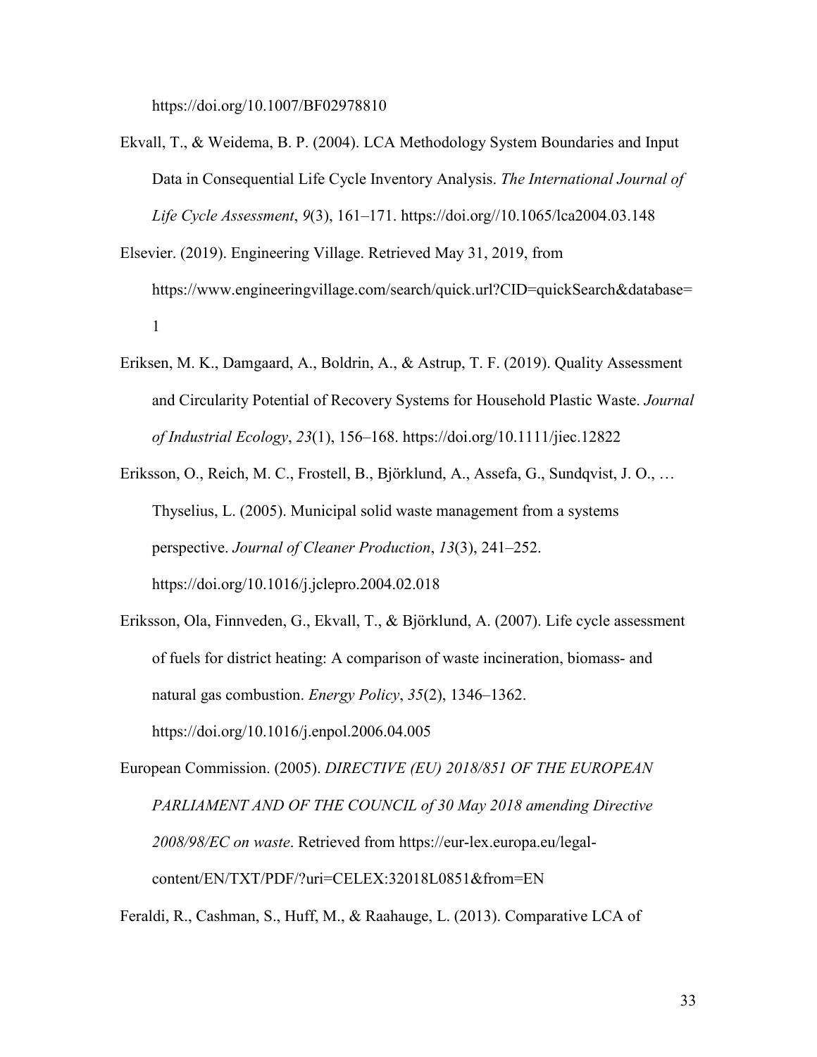https://doi.org/10.1007/BF02978810

Ekvall, T., & Weidema, B. P. (2004). LCA Methodology System Boundaries and Input Data in Consequential Life Cycle Inventory Analysis. *The International Journal of Life Cycle Assessment*, *9*(3), 161–171. https://doi.org//10.1065/lca2004.03.148

Elsevier. (2019). Engineering Village. Retrieved May 31, 2019, from https://www.engineeringvillage.com/search/quick.url?CID=quickSearch&database=1

Eriksen, M. K., Damgaard, A., Boldrin, A., & Astrup, T. F. (2019). Quality Assessment and Circularity Potential of Recovery Systems for Household Plastic Waste. *Journal of Industrial Ecology*, *23*(1), 156–168. https://doi.org/10.1111/jiec.12822

Eriksson, O., Reich, M. C., Frostell, B., Björklund, A., Assefa, G., Sundqvist, J. O., … Thyselius, L. (2005). Municipal solid waste management from a systems perspective. *Journal of Cleaner Production*, *13*(3), 241–252. https://doi.org/10.1016/j.jclepro.2004.02.018

Eriksson, Ola, Finnveden, G., Ekvall, T., & Björklund, A. (2007). Life cycle assessment of fuels for district heating: A comparison of waste incineration, biomass- and natural gas combustion. *Energy Policy*, *35*(2), 1346–1362. https://doi.org/10.1016/j.enpol.2006.04.005

European Commission. (2005). *DIRECTIVE (EU) 2018/851 OF THE EUROPEAN PARLIAMENT AND OF THE COUNCIL of 30 May 2018 amending Directive 2008/98/EC on waste*. Retrieved from https://eur-lex.europa.eu/legal-content/EN/TXT/PDF/?uri=CELEX:32018L0851&from=EN

Feraldi, R., Cashman, S., Huff, M., & Raahauge, L. (2013). Comparative LCA of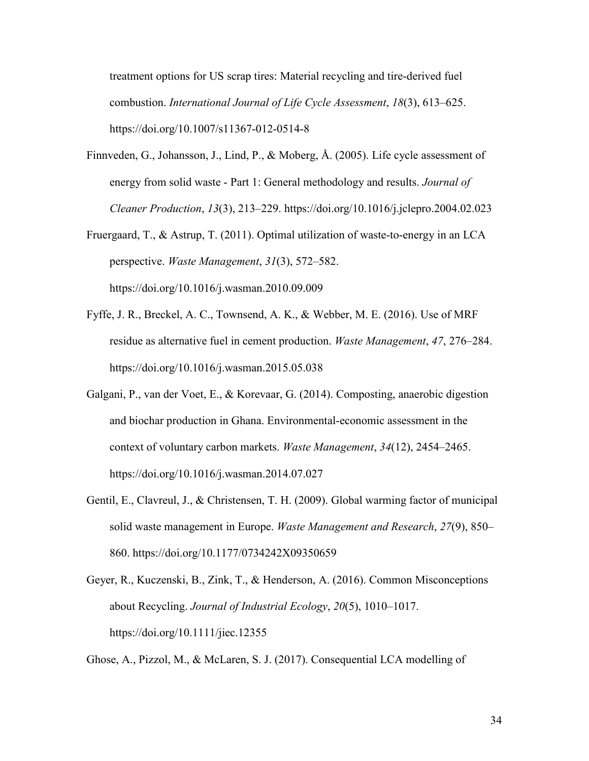treatment options for US scrap tires: Material recycling and tire-derived fuel combustion. *International Journal of Life Cycle Assessment*, *18*(3), 613–625. https://doi.org/10.1007/s11367-012-0514-8

Finnveden, G., Johansson, J., Lind, P., & Moberg, Å. (2005). Life cycle assessment of energy from solid waste - Part 1: General methodology and results. *Journal of Cleaner Production*, *13*(3), 213–229. https://doi.org/10.1016/j.jclepro.2004.02.023

Fruergaard, T., & Astrup, T. (2011). Optimal utilization of waste-to-energy in an LCA perspective. *Waste Management*, *31*(3), 572–582. https://doi.org/10.1016/j.wasman.2010.09.009

Fyffe, J. R., Breckel, A. C., Townsend, A. K., & Webber, M. E. (2016). Use of MRF residue as alternative fuel in cement production. *Waste Management*, *47*, 276–284. https://doi.org/10.1016/j.wasman.2015.05.038

Galgani, P., van der Voet, E., & Korevaar, G. (2014). Composting, anaerobic digestion and biochar production in Ghana. Environmental-economic assessment in the context of voluntary carbon markets. *Waste Management*, *34*(12), 2454–2465. https://doi.org/10.1016/j.wasman.2014.07.027

Gentil, E., Clavreul, J., & Christensen, T. H. (2009). Global warming factor of municipal solid waste management in Europe. *Waste Management and Research*, *27*(9), 850–860. https://doi.org/10.1177/0734242X09350659

Geyer, R., Kuczenski, B., Zink, T., & Henderson, A. (2016). Common Misconceptions about Recycling. *Journal of Industrial Ecology*, *20*(5), 1010–1017. https://doi.org/10.1111/jiec.12355

Ghose, A., Pizzol, M., & McLaren, S. J. (2017). Consequential LCA modelling of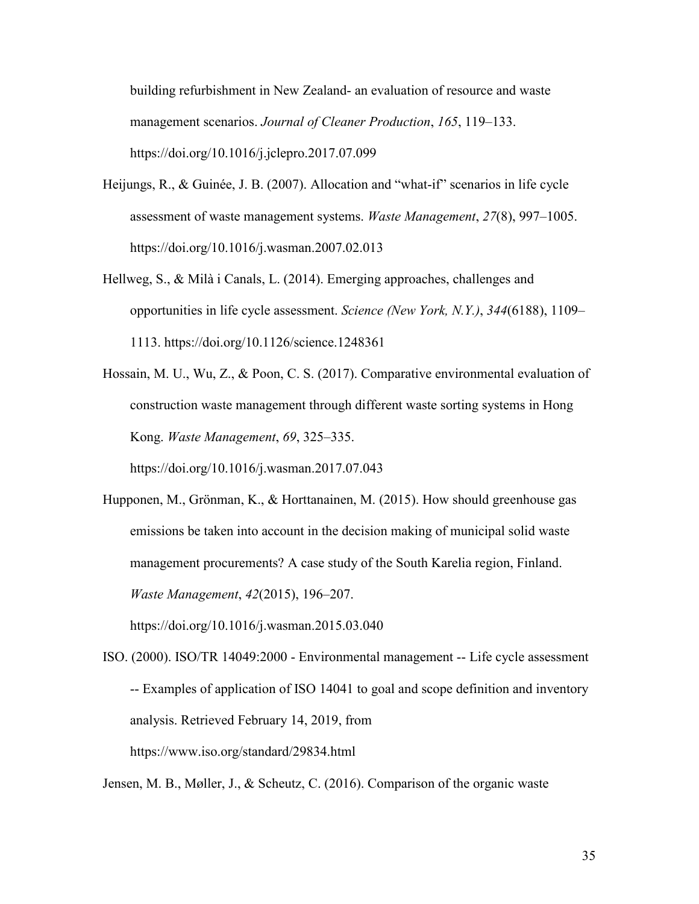building refurbishment in New Zealand- an evaluation of resource and waste management scenarios. *Journal of Cleaner Production*, *165*, 119–133. https://doi.org/10.1016/j.jclepro.2017.07.099

Heijungs, R., & Guinée, J. B. (2007). Allocation and "what-if" scenarios in life cycle assessment of waste management systems. *Waste Management*, *27*(8), 997–1005. https://doi.org/10.1016/j.wasman.2007.02.013

Hellweg, S., & Milà i Canals, L. (2014). Emerging approaches, challenges and opportunities in life cycle assessment. *Science (New York, N.Y.)*, *344*(6188), 1109–1113. https://doi.org/10.1126/science.1248361

Hossain, M. U., Wu, Z., & Poon, C. S. (2017). Comparative environmental evaluation of construction waste management through different waste sorting systems in Hong Kong. *Waste Management*, *69*, 325–335. https://doi.org/10.1016/j.wasman.2017.07.043

Hupponen, M., Grönman, K., & Horttanainen, M. (2015). How should greenhouse gas emissions be taken into account in the decision making of municipal solid waste management procurements? A case study of the South Karelia region, Finland. *Waste Management*, *42*(2015), 196–207. https://doi.org/10.1016/j.wasman.2015.03.040

ISO. (2000). ISO/TR 14049:2000 - Environmental management -- Life cycle assessment -- Examples of application of ISO 14041 to goal and scope definition and inventory analysis. Retrieved February 14, 2019, from https://www.iso.org/standard/29834.html

Jensen, M. B., Møller, J., & Scheutz, C. (2016). Comparison of the organic waste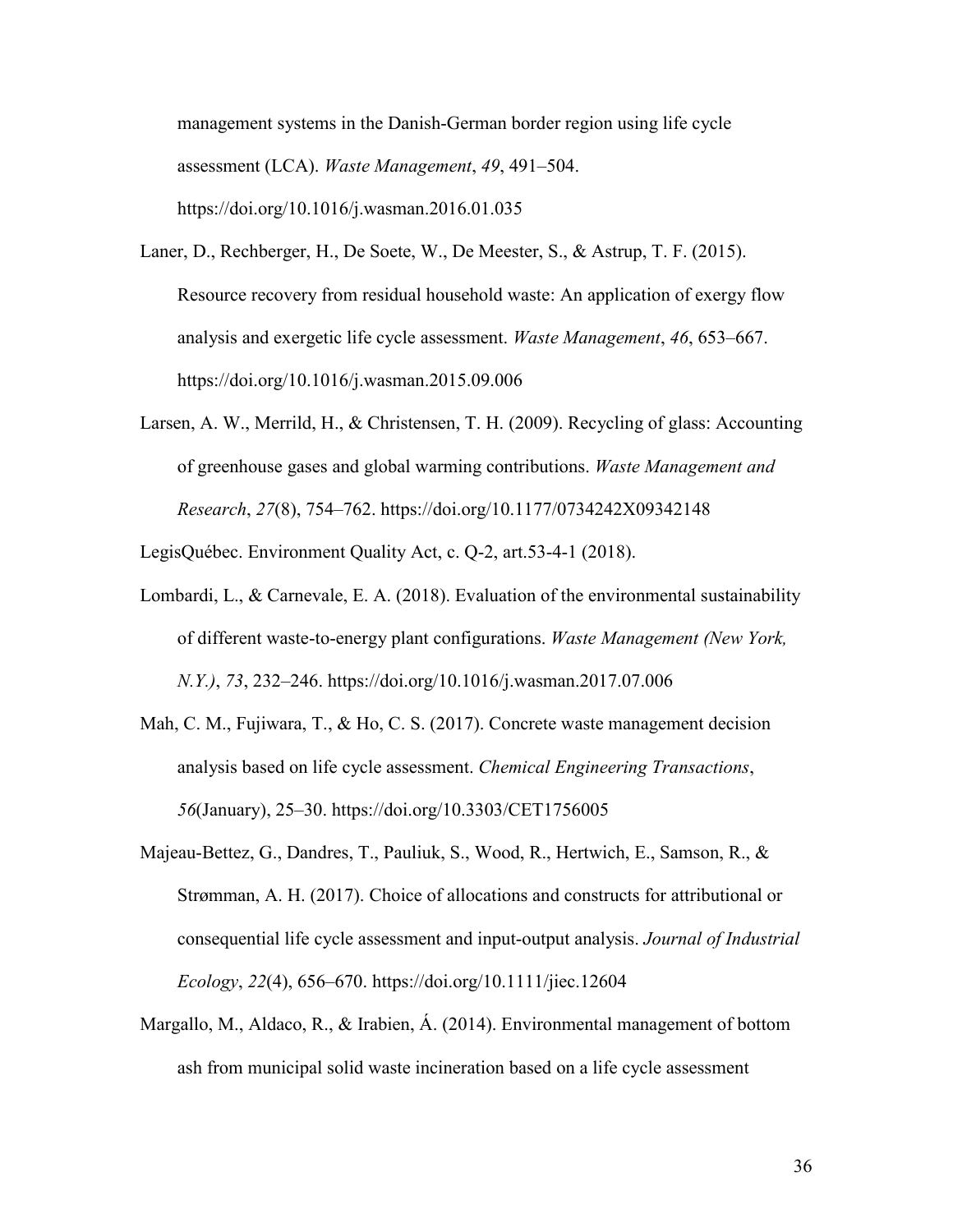management systems in the Danish-German border region using life cycle assessment (LCA). *Waste Management*, *49*, 491–504. https://doi.org/10.1016/j.wasman.2016.01.035

Laner, D., Rechberger, H., De Soete, W., De Meester, S., & Astrup, T. F. (2015). Resource recovery from residual household waste: An application of exergy flow analysis and exergetic life cycle assessment. *Waste Management*, *46*, 653–667. https://doi.org/10.1016/j.wasman.2015.09.006

Larsen, A. W., Merrild, H., & Christensen, T. H. (2009). Recycling of glass: Accounting of greenhouse gases and global warming contributions. *Waste Management and Research*, *27*(8), 754–762. https://doi.org/10.1177/0734242X09342148

LegisQuébec. Environment Quality Act, c. Q-2, art.53-4-1 (2018).

Lombardi, L., & Carnevale, E. A. (2018). Evaluation of the environmental sustainability of different waste-to-energy plant configurations. *Waste Management (New York, N.Y.)*, *73*, 232–246. https://doi.org/10.1016/j.wasman.2017.07.006

Mah, C. M., Fujiwara, T., & Ho, C. S. (2017). Concrete waste management decision analysis based on life cycle assessment. *Chemical Engineering Transactions*, *56*(January), 25–30. https://doi.org/10.3303/CET1756005

Majeau-Bettez, G., Dandres, T., Pauliuk, S., Wood, R., Hertwich, E., Samson, R., & Strømman, A. H. (2017). Choice of allocations and constructs for attributional or consequential life cycle assessment and input-output analysis. *Journal of Industrial Ecology*, *22*(4), 656–670. https://doi.org/10.1111/jiec.12604

Margallo, M., Aldaco, R., & Irabien, Á. (2014). Environmental management of bottom ash from municipal solid waste incineration based on a life cycle assessment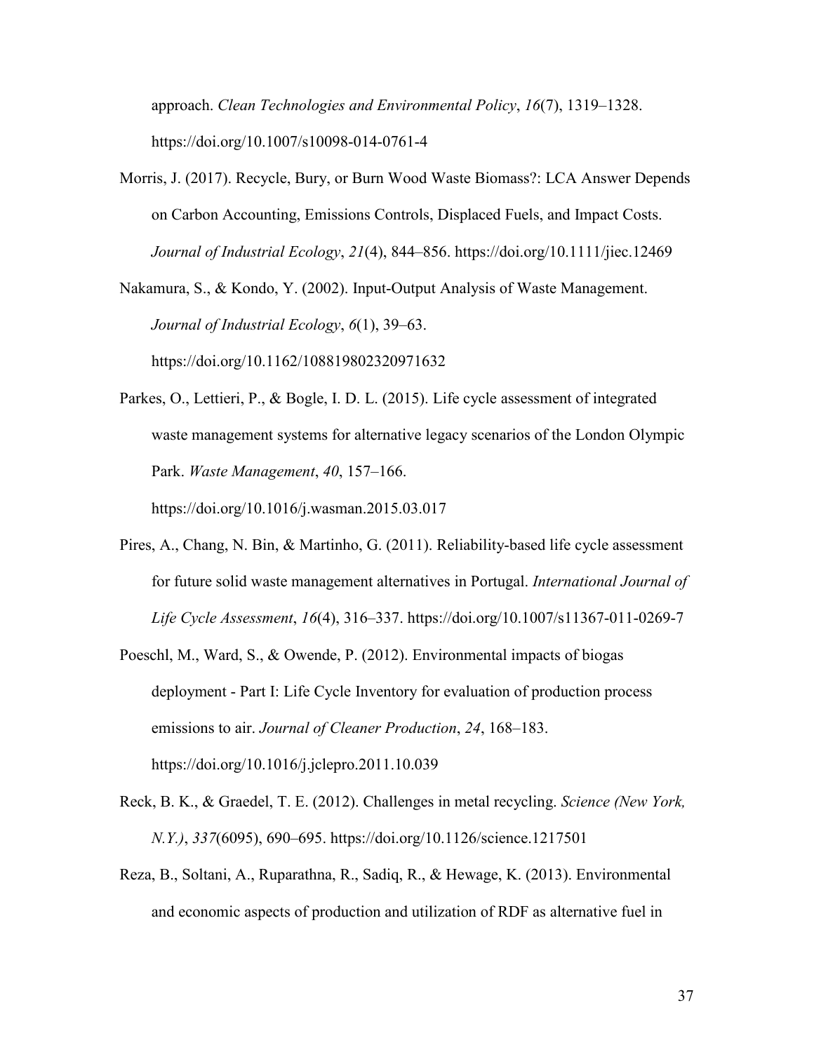approach. *Clean Technologies and Environmental Policy*, *16*(7), 1319–1328. https://doi.org/10.1007/s10098-014-0761-4

Morris, J. (2017). Recycle, Bury, or Burn Wood Waste Biomass?: LCA Answer Depends on Carbon Accounting, Emissions Controls, Displaced Fuels, and Impact Costs. *Journal of Industrial Ecology*, *21*(4), 844–856. https://doi.org/10.1111/jiec.12469

Nakamura, S., & Kondo, Y. (2002). Input-Output Analysis of Waste Management. *Journal of Industrial Ecology*, *6*(1), 39–63. https://doi.org/10.1162/108819802320971632

Parkes, O., Lettieri, P., & Bogle, I. D. L. (2015). Life cycle assessment of integrated waste management systems for alternative legacy scenarios of the London Olympic Park. *Waste Management*, *40*, 157–166. https://doi.org/10.1016/j.wasman.2015.03.017

Pires, A., Chang, N. Bin, & Martinho, G. (2011). Reliability-based life cycle assessment for future solid waste management alternatives in Portugal. *International Journal of Life Cycle Assessment*, *16*(4), 316–337. https://doi.org/10.1007/s11367-011-0269-7

Poeschl, M., Ward, S., & Owende, P. (2012). Environmental impacts of biogas deployment - Part I: Life Cycle Inventory for evaluation of production process emissions to air. *Journal of Cleaner Production*, *24*, 168–183. https://doi.org/10.1016/j.jclepro.2011.10.039

Reck, B. K., & Graedel, T. E. (2012). Challenges in metal recycling. *Science (New York, N.Y.)*, *337*(6095), 690–695. https://doi.org/10.1126/science.1217501

Reza, B., Soltani, A., Ruparathna, R., Sadiq, R., & Hewage, K. (2013). Environmental and economic aspects of production and utilization of RDF as alternative fuel in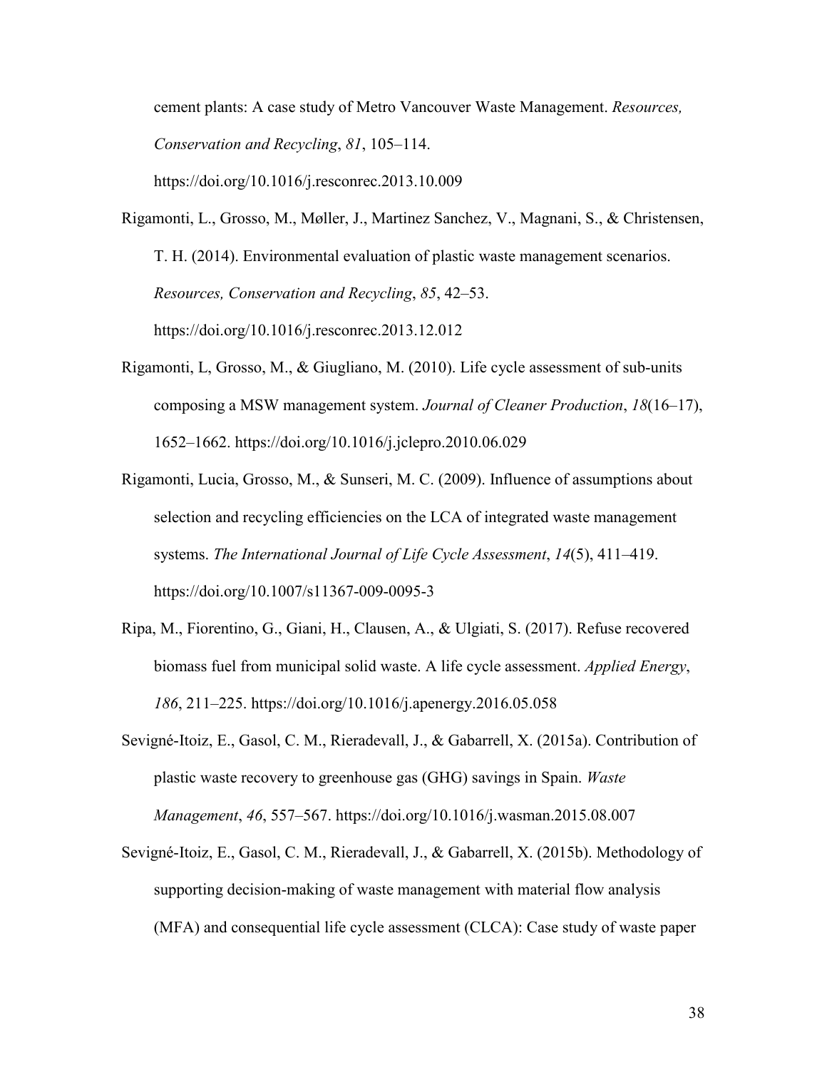cement plants: A case study of Metro Vancouver Waste Management. *Resources, Conservation and Recycling*, *81*, 105–114. https://doi.org/10.1016/j.resconrec.2013.10.009

Rigamonti, L., Grosso, M., Møller, J., Martinez Sanchez, V., Magnani, S., & Christensen, T. H. (2014). Environmental evaluation of plastic waste management scenarios. *Resources, Conservation and Recycling*, *85*, 42–53. https://doi.org/10.1016/j.resconrec.2013.12.012

Rigamonti, L, Grosso, M., & Giugliano, M. (2010). Life cycle assessment of sub-units composing a MSW management system. *Journal of Cleaner Production*, *18*(16–17), 1652–1662. https://doi.org/10.1016/j.jclepro.2010.06.029

Rigamonti, Lucia, Grosso, M., & Sunseri, M. C. (2009). Influence of assumptions about selection and recycling efficiencies on the LCA of integrated waste management systems. *The International Journal of Life Cycle Assessment*, *14*(5), 411–419. https://doi.org/10.1007/s11367-009-0095-3

Ripa, M., Fiorentino, G., Giani, H., Clausen, A., & Ulgiati, S. (2017). Refuse recovered biomass fuel from municipal solid waste. A life cycle assessment. *Applied Energy*, *186*, 211–225. https://doi.org/10.1016/j.apenergy.2016.05.058

Sevigné-Itoiz, E., Gasol, C. M., Rieradevall, J., & Gabarrell, X. (2015a). Contribution of plastic waste recovery to greenhouse gas (GHG) savings in Spain. *Waste Management*, *46*, 557–567. https://doi.org/10.1016/j.wasman.2015.08.007

Sevigné-Itoiz, E., Gasol, C. M., Rieradevall, J., & Gabarrell, X. (2015b). Methodology of supporting decision-making of waste management with material flow analysis (MFA) and consequential life cycle assessment (CLCA): Case study of waste paper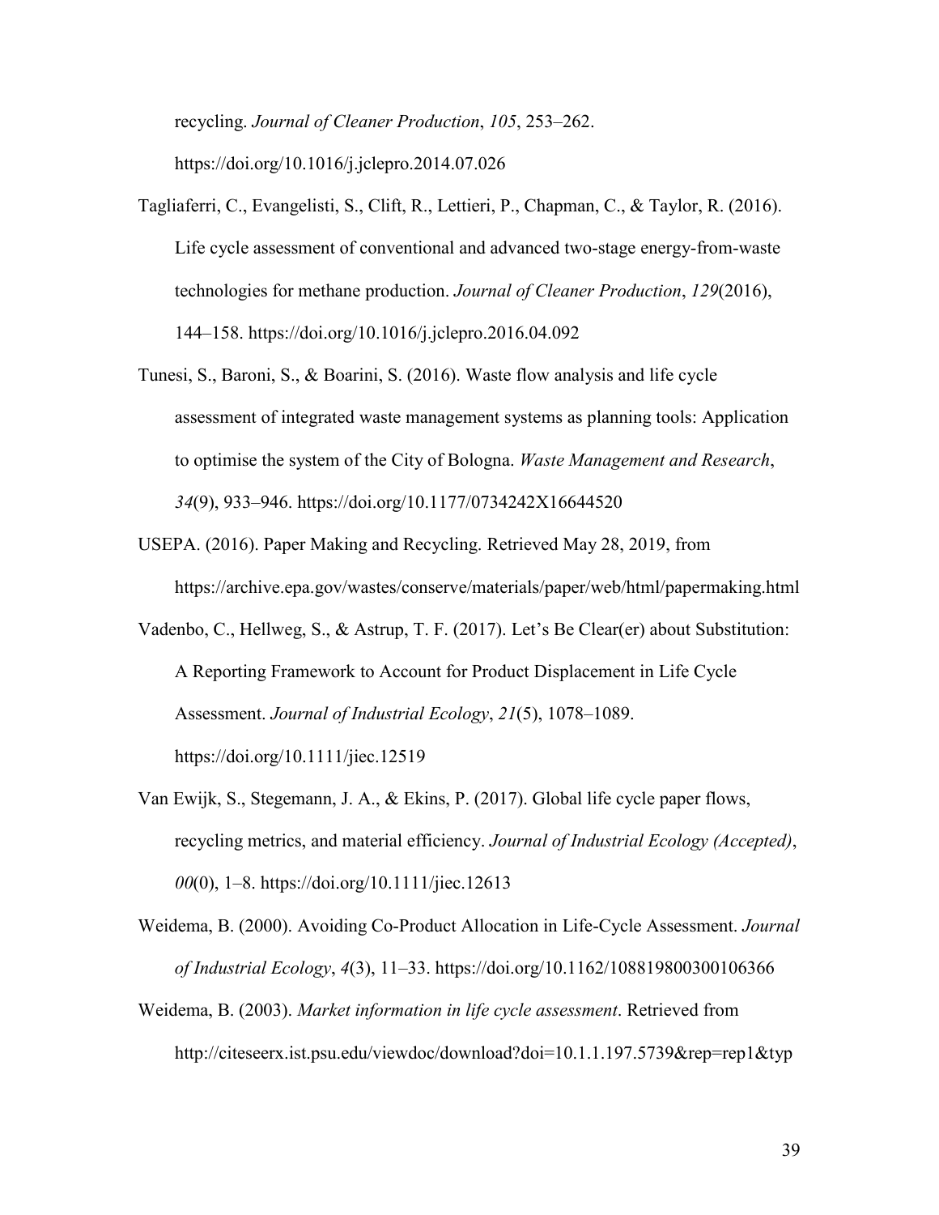recycling. *Journal of Cleaner Production*, *105*, 253–262. https://doi.org/10.1016/j.jclepro.2014.07.026

Tagliaferri, C., Evangelisti, S., Clift, R., Lettieri, P., Chapman, C., & Taylor, R. (2016). Life cycle assessment of conventional and advanced two-stage energy-from-waste technologies for methane production. *Journal of Cleaner Production*, *129*(2016), 144–158. https://doi.org/10.1016/j.jclepro.2016.04.092

Tunesi, S., Baroni, S., & Boarini, S. (2016). Waste flow analysis and life cycle assessment of integrated waste management systems as planning tools: Application to optimise the system of the City of Bologna. *Waste Management and Research*, *34*(9), 933–946. https://doi.org/10.1177/0734242X16644520

USEPA. (2016). Paper Making and Recycling. Retrieved May 28, 2019, from https://archive.epa.gov/wastes/conserve/materials/paper/web/html/papermaking.html

Vadenbo, C., Hellweg, S., & Astrup, T. F. (2017). Let's Be Clear(er) about Substitution: A Reporting Framework to Account for Product Displacement in Life Cycle Assessment. *Journal of Industrial Ecology*, *21*(5), 1078–1089. https://doi.org/10.1111/jiec.12519

Van Ewijk, S., Stegemann, J. A., & Ekins, P. (2017). Global life cycle paper flows, recycling metrics, and material efficiency. *Journal of Industrial Ecology (Accepted)*, *00*(0), 1–8. https://doi.org/10.1111/jiec.12613

Weidema, B. (2000). Avoiding Co-Product Allocation in Life-Cycle Assessment. *Journal of Industrial Ecology*, *4*(3), 11–33. https://doi.org/10.1162/108819800300106366

Weidema, B. (2003). *Market information in life cycle assessment*. Retrieved from http://citeseerx.ist.psu.edu/viewdoc/download?doi=10.1.1.197.5739&rep=rep1&typ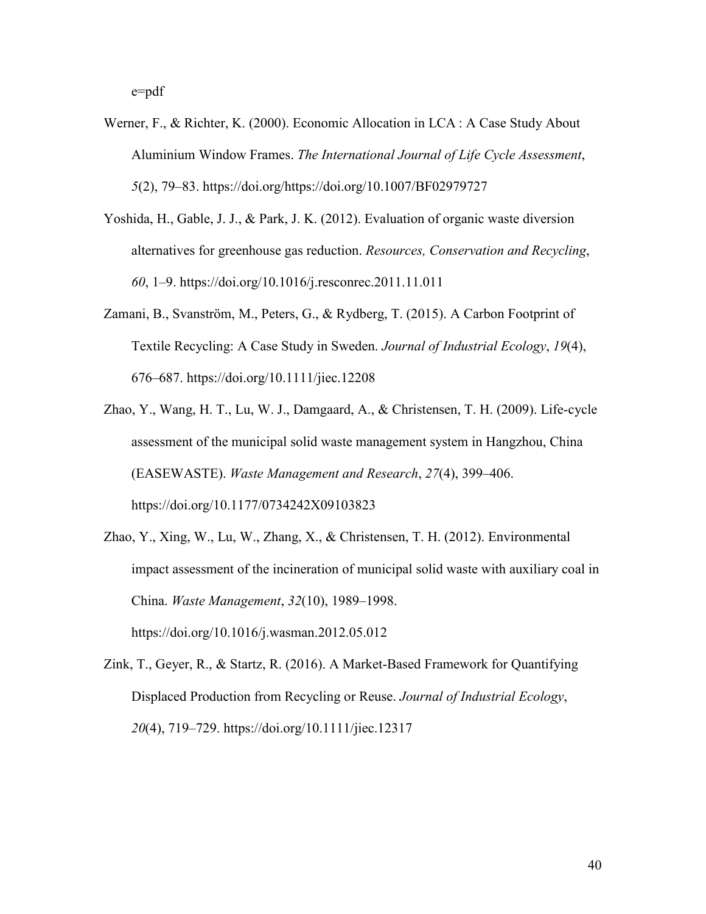e=pdf

Werner, F., & Richter, K. (2000). Economic Allocation in LCA : A Case Study About Aluminium Window Frames. *The International Journal of Life Cycle Assessment*, *5*(2), 79–83. https://doi.org/https://doi.org/10.1007/BF02979727

Yoshida, H., Gable, J. J., & Park, J. K. (2012). Evaluation of organic waste diversion alternatives for greenhouse gas reduction. *Resources, Conservation and Recycling*, *60*, 1–9. https://doi.org/10.1016/j.resconrec.2011.11.011

Zamani, B., Svanström, M., Peters, G., & Rydberg, T. (2015). A Carbon Footprint of Textile Recycling: A Case Study in Sweden. *Journal of Industrial Ecology*, *19*(4), 676–687. https://doi.org/10.1111/jiec.12208

Zhao, Y., Wang, H. T., Lu, W. J., Damgaard, A., & Christensen, T. H. (2009). Life-cycle assessment of the municipal solid waste management system in Hangzhou, China (EASEWASTE). *Waste Management and Research*, *27*(4), 399–406. https://doi.org/10.1177/0734242X09103823

Zhao, Y., Xing, W., Lu, W., Zhang, X., & Christensen, T. H. (2012). Environmental impact assessment of the incineration of municipal solid waste with auxiliary coal in China. *Waste Management*, *32*(10), 1989–1998. https://doi.org/10.1016/j.wasman.2012.05.012

Zink, T., Geyer, R., & Startz, R. (2016). A Market-Based Framework for Quantifying Displaced Production from Recycling or Reuse. *Journal of Industrial Ecology*, *20*(4), 719–729. https://doi.org/10.1111/jiec.12317